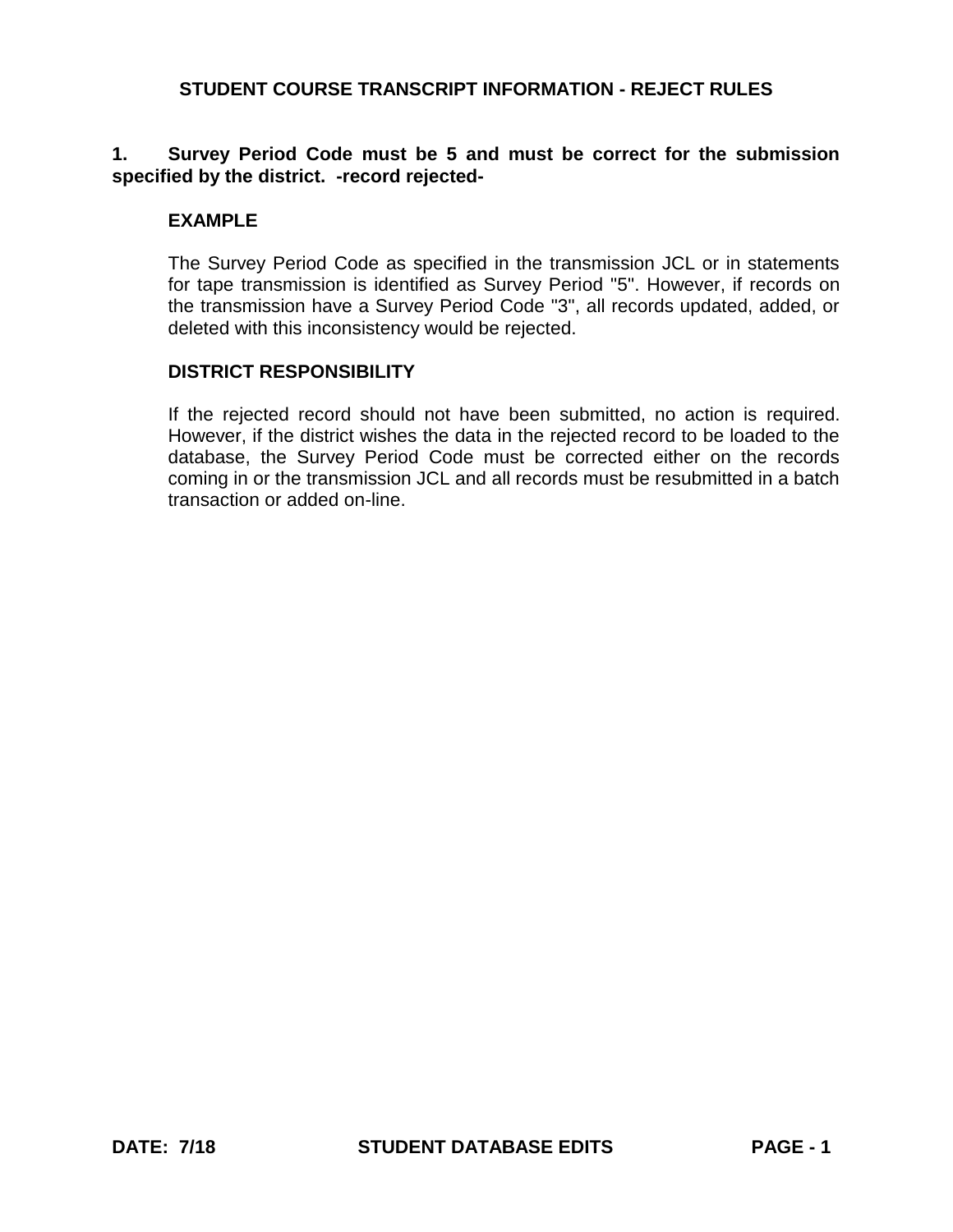# STUDENT COURSE TRANSCRIPT INFORMATION - REJECT RULES

**1. Survey Period Code must be 5 and must be correct for the submission specified by the district. -record rejected-**

**EXAMPLE**

The Survey Period Code as specified in the transmission JCL or in statements for tape transmission is identified as Survey Period "5". However, if records on the transmission have a Survey Period Code "3", all records updated, added, or deleted with this inconsistency would be rejected.

**DISTRICT RESPONSIBILITY**

If the rejected record should not have been submitted, no action is required. However, if the district wishes the data in the rejected record to be loaded to the database, the Survey Period Code must be corrected either on the records coming in or the transmission JCL and all records must be resubmitted in a batch transaction or added on-line.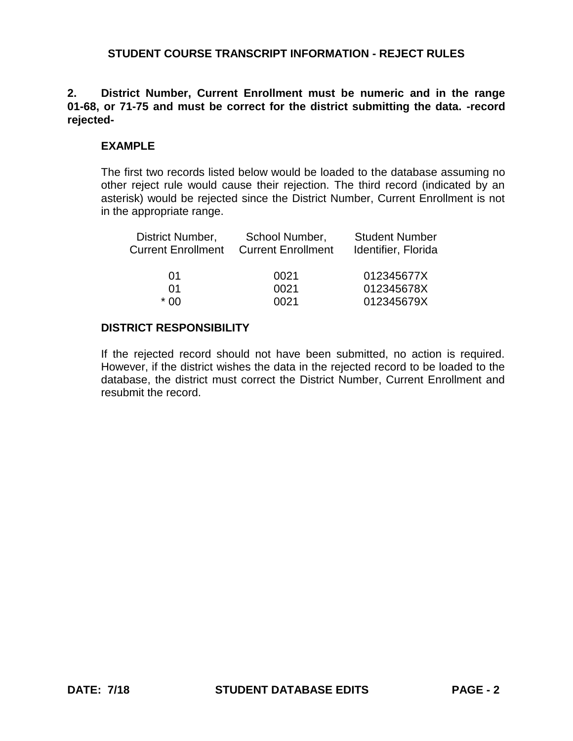## STUDENT COURSE TRANSCRIPT INFORMATION - REJECT RULES

**2. District Number, Current Enrollment must be numeric and in the range 01-68, or 71-75 and must be correct for the district submitting the data. -record rejected-**

**EXAMPLE**

The first two records listed below would be loaded to the database assuming no other reject rule would cause their rejection. The third record (indicated by an asterisk) would be rejected since the District Number, Current Enrollment is not in the appropriate range.

| District Number, Current Enrollment | School Number, Current Enrollment | Student Number Identifier, Florida |
|---|---|---|
| 01 | 0021 | 012345677X |
| 01 | 0021 | 012345678X |
| * 00 | 0021 | 012345679X |

**DISTRICT RESPONSIBILITY**

If the rejected record should not have been submitted, no action is required. However, if the district wishes the data in the rejected record to be loaded to the database, the district must correct the District Number, Current Enrollment and resubmit the record.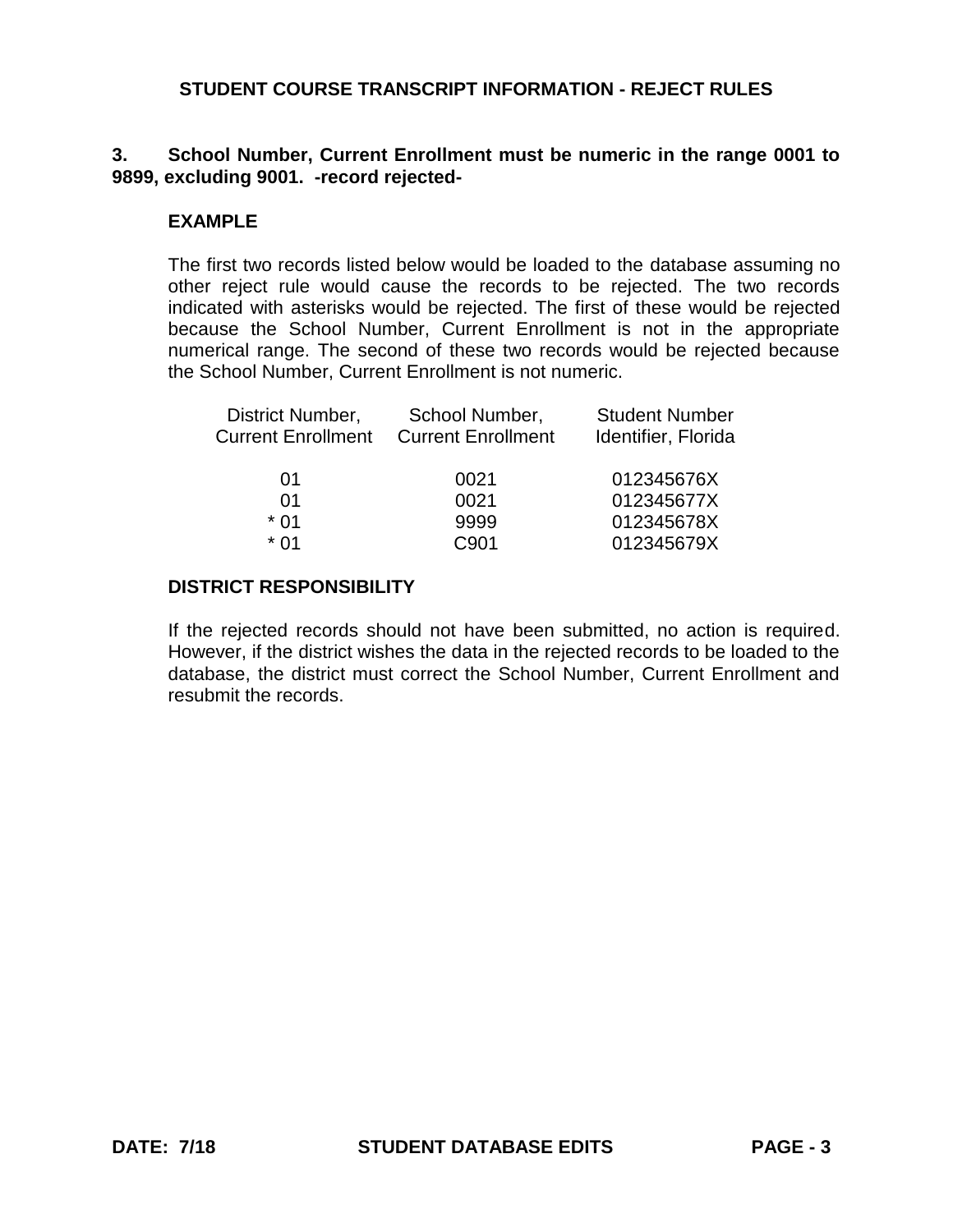**STUDENT COURSE TRANSCRIPT INFORMATION - REJECT RULES**

**3. School Number, Current Enrollment must be numeric in the range 0001 to 9899, excluding 9001. -record rejected-**

**EXAMPLE**

The first two records listed below would be loaded to the database assuming no other reject rule would cause the records to be rejected. The two records indicated with asterisks would be rejected. The first of these would be rejected because the School Number, Current Enrollment is not in the appropriate numerical range. The second of these two records would be rejected because the School Number, Current Enrollment is not numeric.

| District Number, Current Enrollment | School Number, Current Enrollment | Student Number Identifier, Florida |
|---|---|---|
| 01 | 0021 | 012345676X |
| 01 | 0021 | 012345677X |
| * 01 | 9999 | 012345678X |
| * 01 | C901 | 012345679X |

**DISTRICT RESPONSIBILITY**

If the rejected records should not have been submitted, no action is required. However, if the district wishes the data in the rejected records to be loaded to the database, the district must correct the School Number, Current Enrollment and resubmit the records.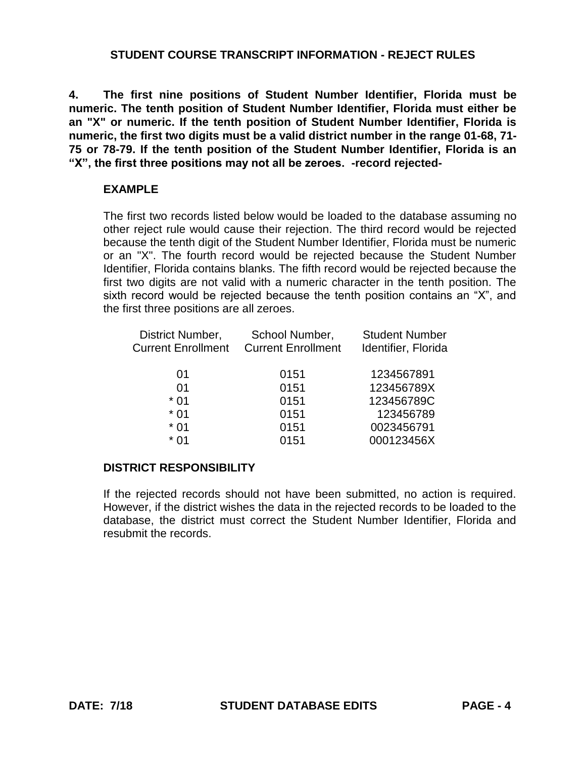## STUDENT COURSE TRANSCRIPT INFORMATION - REJECT RULES

**4. The first nine positions of Student Number Identifier, Florida must be numeric. The tenth position of Student Number Identifier, Florida must either be an "X" or numeric. If the tenth position of Student Number Identifier, Florida is numeric, the first two digits must be a valid district number in the range 01-68, 71-75 or 78-79. If the tenth position of the Student Number Identifier, Florida is an "X", the first three positions may not all be zeroes. -record rejected-**

**EXAMPLE**

The first two records listed below would be loaded to the database assuming no other reject rule would cause their rejection. The third record would be rejected because the tenth digit of the Student Number Identifier, Florida must be numeric or an "X". The fourth record would be rejected because the Student Number Identifier, Florida contains blanks. The fifth record would be rejected because the first two digits are not valid with a numeric character in the tenth position. The sixth record would be rejected because the tenth position contains an "X", and the first three positions are all zeroes.

| District Number, Current Enrollment | School Number, Current Enrollment | Student Number Identifier, Florida |
|---|---|---|
| 01 | 0151 | 1234567891 |
| 01 | 0151 | 123456789X |
| * 01 | 0151 | 123456789C |
| * 01 | 0151 | 123456789 |
| * 01 | 0151 | 0023456791 |
| * 01 | 0151 | 000123456X |

**DISTRICT RESPONSIBILITY**

If the rejected records should not have been submitted, no action is required. However, if the district wishes the data in the rejected records to be loaded to the database, the district must correct the Student Number Identifier, Florida and resubmit the records.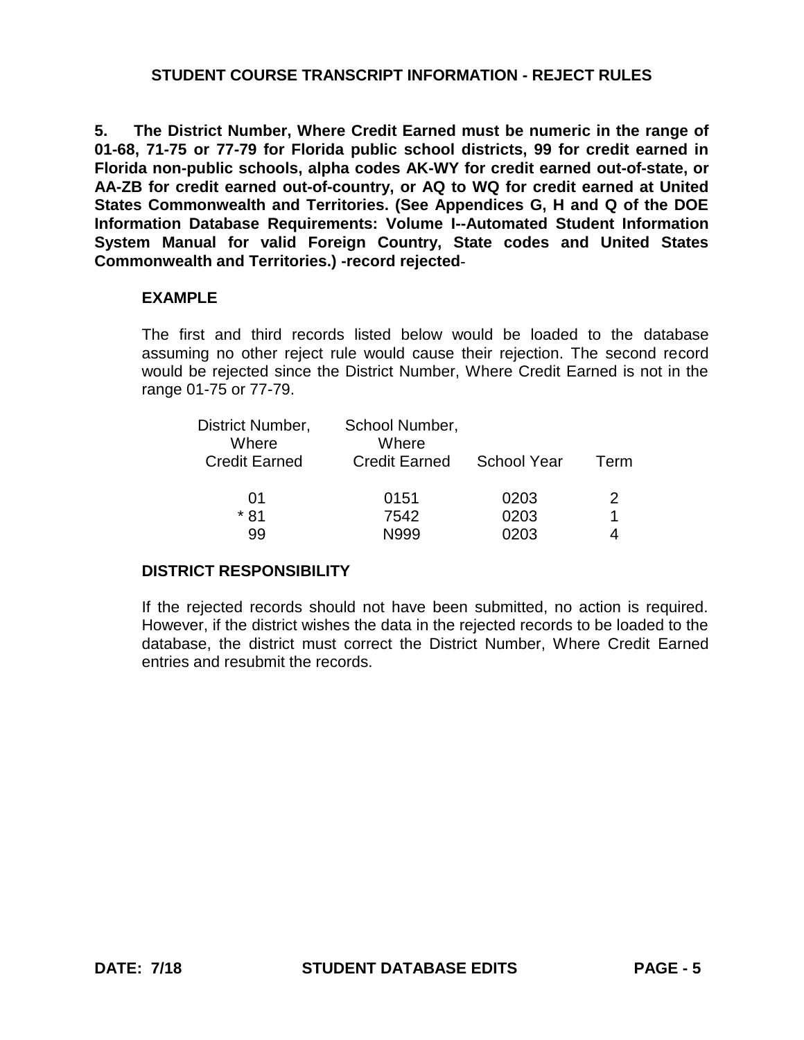## STUDENT COURSE TRANSCRIPT INFORMATION - REJECT RULES

**5. The District Number, Where Credit Earned must be numeric in the range of 01-68, 71-75 or 77-79 for Florida public school districts, 99 for credit earned in Florida non-public schools, alpha codes AK-WY for credit earned out-of-state, or AA-ZB for credit earned out-of-country, or AQ to WQ for credit earned at United States Commonwealth and Territories. (See Appendices G, H and Q of the DOE Information Database Requirements: Volume I--Automated Student Information System Manual for valid Foreign Country, State codes and United States Commonwealth and Territories.) -record rejected**-

### EXAMPLE

The first and third records listed below would be loaded to the database assuming no other reject rule would cause their rejection. The second record would be rejected since the District Number, Where Credit Earned is not in the range 01-75 or 77-79.

| District Number, Where Credit Earned | School Number, Where Credit Earned | School Year | Term |
|---|---|---|---|
| 01 | 0151 | 0203 | 2 |
| * 81 | 7542 | 0203 | 1 |
| 99 | N999 | 0203 | 4 |

### DISTRICT RESPONSIBILITY

If the rejected records should not have been submitted, no action is required. However, if the district wishes the data in the rejected records to be loaded to the database, the district must correct the District Number, Where Credit Earned entries and resubmit the records.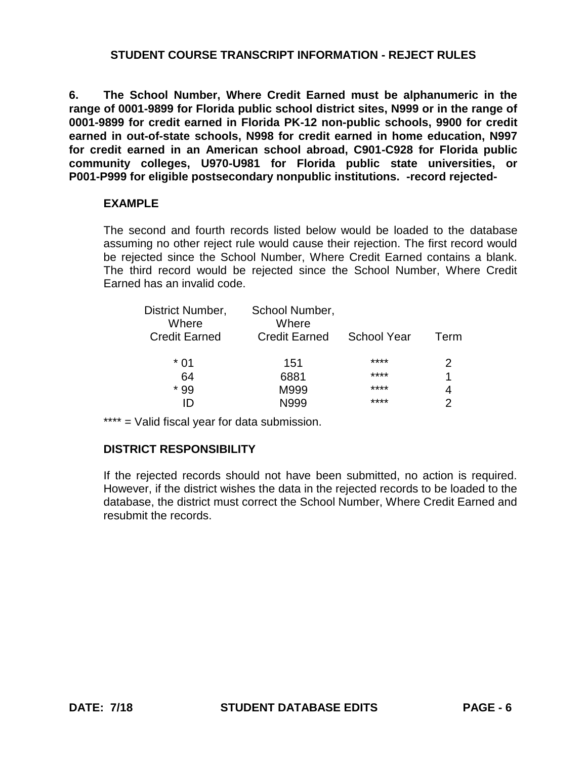## STUDENT COURSE TRANSCRIPT INFORMATION - REJECT RULES

**6. The School Number, Where Credit Earned must be alphanumeric in the range of 0001-9899 for Florida public school district sites, N999 or in the range of 0001-9899 for credit earned in Florida PK-12 non-public schools, 9900 for credit earned in out-of-state schools, N998 for credit earned in home education, N997 for credit earned in an American school abroad, C901-C928 for Florida public community colleges, U970-U981 for Florida public state universities, or P001-P999 for eligible postsecondary nonpublic institutions. -record rejected-**

### EXAMPLE

The second and fourth records listed below would be loaded to the database assuming no other reject rule would cause their rejection. The first record would be rejected since the School Number, Where Credit Earned contains a blank. The third record would be rejected since the School Number, Where Credit Earned has an invalid code.

| District Number, Where Credit Earned | School Number, Where Credit Earned | School Year | Term |
|---|---|---|---|
| * 01 | 151 | **** | 2 |
| 64 | 6881 | **** | 1 |
| * 99 | M999 | **** | 4 |
| ID | N999 | **** | 2 |

**** = Valid fiscal year for data submission.

### DISTRICT RESPONSIBILITY

If the rejected records should not have been submitted, no action is required. However, if the district wishes the data in the rejected records to be loaded to the database, the district must correct the School Number, Where Credit Earned and resubmit the records.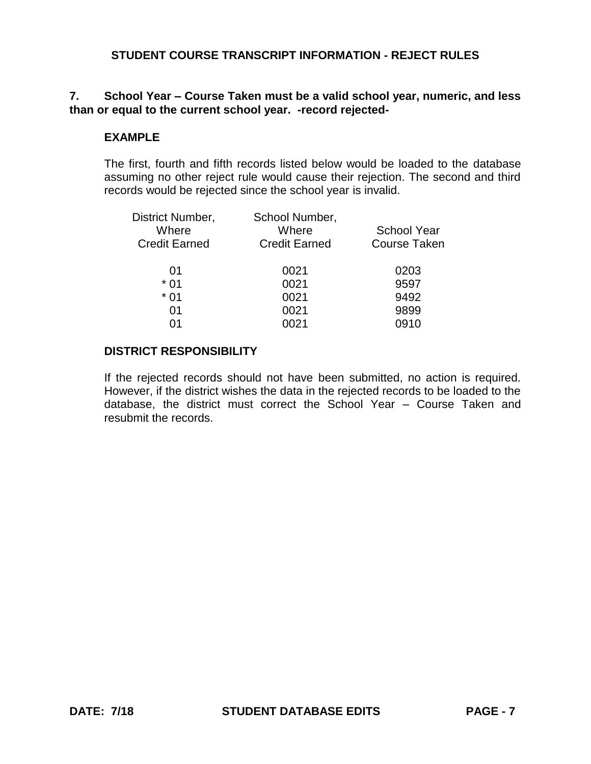## STUDENT COURSE TRANSCRIPT INFORMATION - REJECT RULES

**7. School Year – Course Taken must be a valid school year, numeric, and less than or equal to the current school year. -record rejected-**

**EXAMPLE**

The first, fourth and fifth records listed below would be loaded to the database assuming no other reject rule would cause their rejection. The second and third records would be rejected since the school year is invalid.

| District Number, Where Credit Earned | School Number, Where Credit Earned | School Year Course Taken |
|---|---|---|
| 01 | 0021 | 0203 |
| * 01 | 0021 | 9597 |
| * 01 | 0021 | 9492 |
| 01 | 0021 | 9899 |
| 01 | 0021 | 0910 |

**DISTRICT RESPONSIBILITY**

If the rejected records should not have been submitted, no action is required. However, if the district wishes the data in the rejected records to be loaded to the database, the district must correct the School Year – Course Taken and resubmit the records.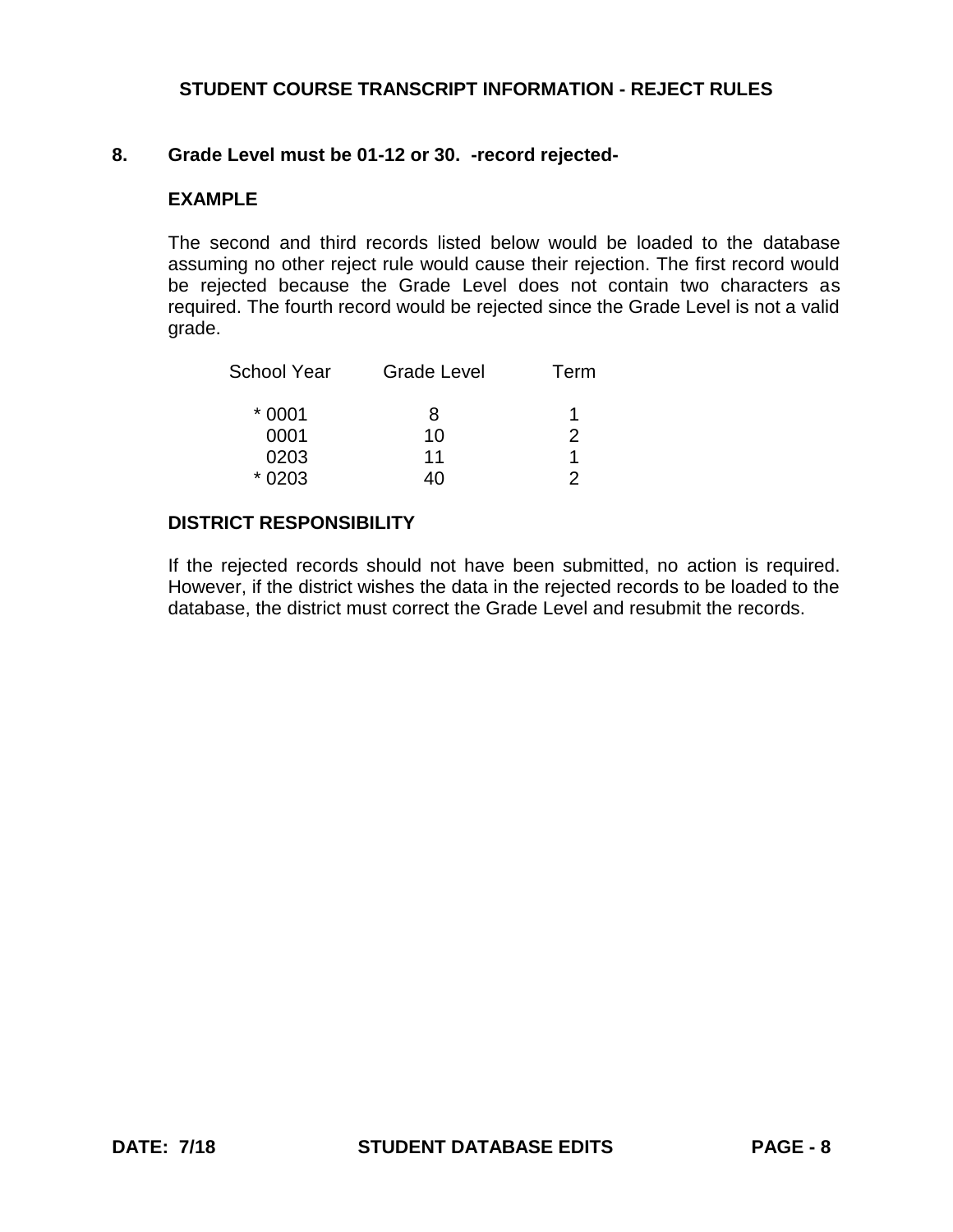## STUDENT COURSE TRANSCRIPT INFORMATION - REJECT RULES

### 8. Grade Level must be 01-12 or 30. -record rejected-

**EXAMPLE**

The second and third records listed below would be loaded to the database assuming no other reject rule would cause their rejection. The first record would be rejected because the Grade Level does not contain two characters as required. The fourth record would be rejected since the Grade Level is not a valid grade.

| School Year | Grade Level | Term |
|---|---|---|
| * 0001 | 8 | 1 |
| 0001 | 10 | 2 |
| 0203 | 11 | 1 |
| * 0203 | 40 | 2 |

**DISTRICT RESPONSIBILITY**

If the rejected records should not have been submitted, no action is required. However, if the district wishes the data in the rejected records to be loaded to the database, the district must correct the Grade Level and resubmit the records.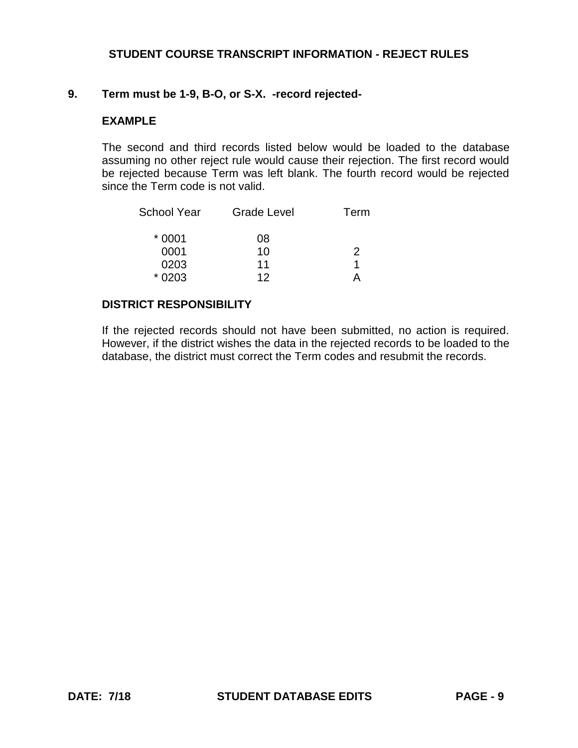## STUDENT COURSE TRANSCRIPT INFORMATION - REJECT RULES

### 9. Term must be 1-9, B-O, or S-X. -record rejected-

**EXAMPLE**

The second and third records listed below would be loaded to the database assuming no other reject rule would cause their rejection. The first record would be rejected because Term was left blank. The fourth record would be rejected since the Term code is not valid.

| School Year | Grade Level | Term |
|---|---|---|
| * 0001 | 08 | |
| 0001 | 10 | 2 |
| 0203 | 11 | 1 |
| * 0203 | 12 | A |

**DISTRICT RESPONSIBILITY**

If the rejected records should not have been submitted, no action is required. However, if the district wishes the data in the rejected records to be loaded to the database, the district must correct the Term codes and resubmit the records.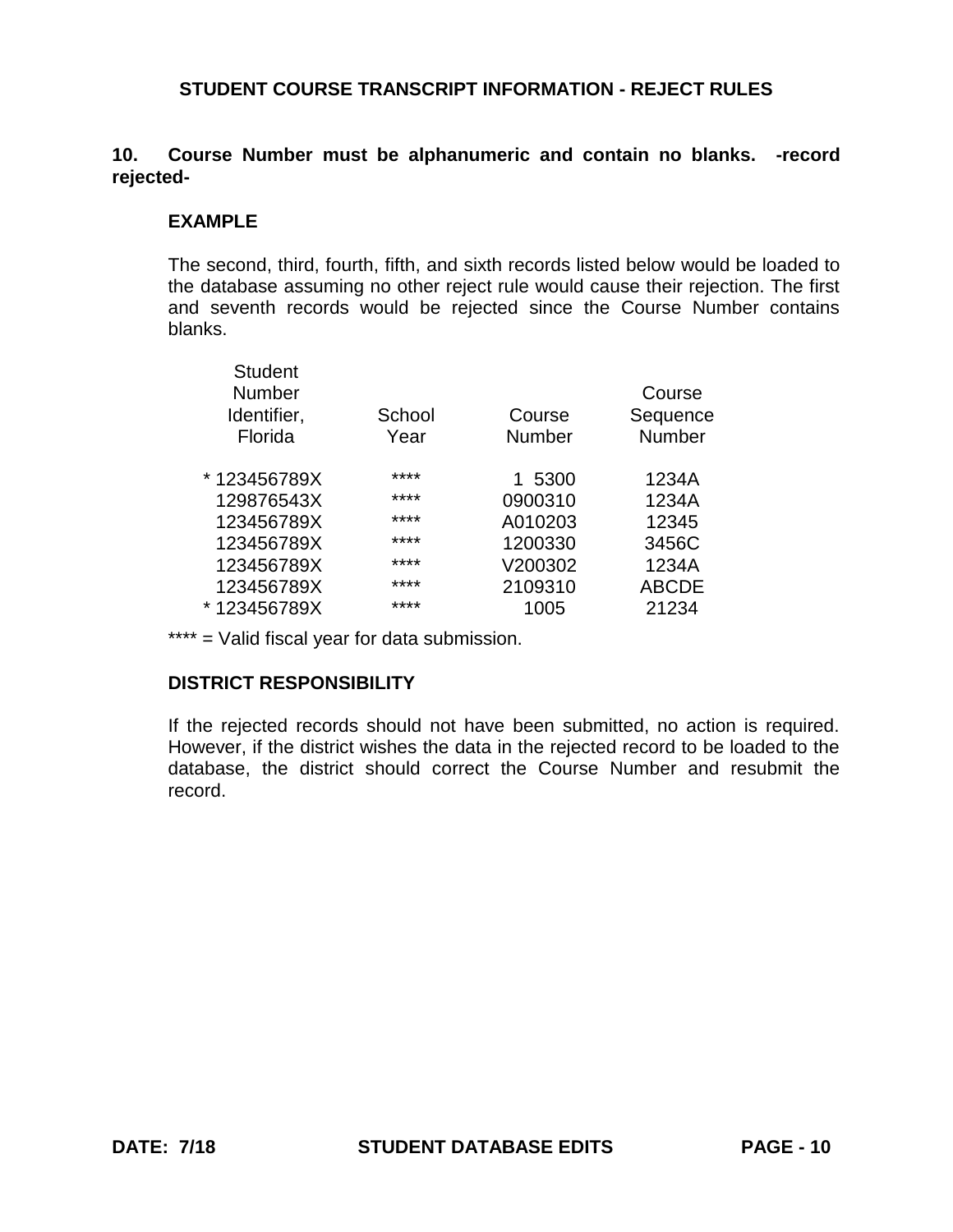## STUDENT COURSE TRANSCRIPT INFORMATION - REJECT RULES

**10. Course Number must be alphanumeric and contain no blanks. -record rejected-**

**EXAMPLE**

The second, third, fourth, fifth, and sixth records listed below would be loaded to the database assuming no other reject rule would cause their rejection. The first and seventh records would be rejected since the Course Number contains blanks.

| Student Number Identifier, Florida | School Year | Course Number | Course Sequence Number |
|---|---|---|---|
| * 123456789X | **** | 1 5300 | 1234A |
| 129876543X | **** | 0900310 | 1234A |
| 123456789X | **** | A010203 | 12345 |
| 123456789X | **** | 1200330 | 3456C |
| 123456789X | **** | V200302 | 1234A |
| 123456789X | **** | 2109310 | ABCDE |
| * 123456789X | **** | 1005 | 21234 |

**** = Valid fiscal year for data submission.

**DISTRICT RESPONSIBILITY**

If the rejected records should not have been submitted, no action is required. However, if the district wishes the data in the rejected record to be loaded to the database, the district should correct the Course Number and resubmit the record.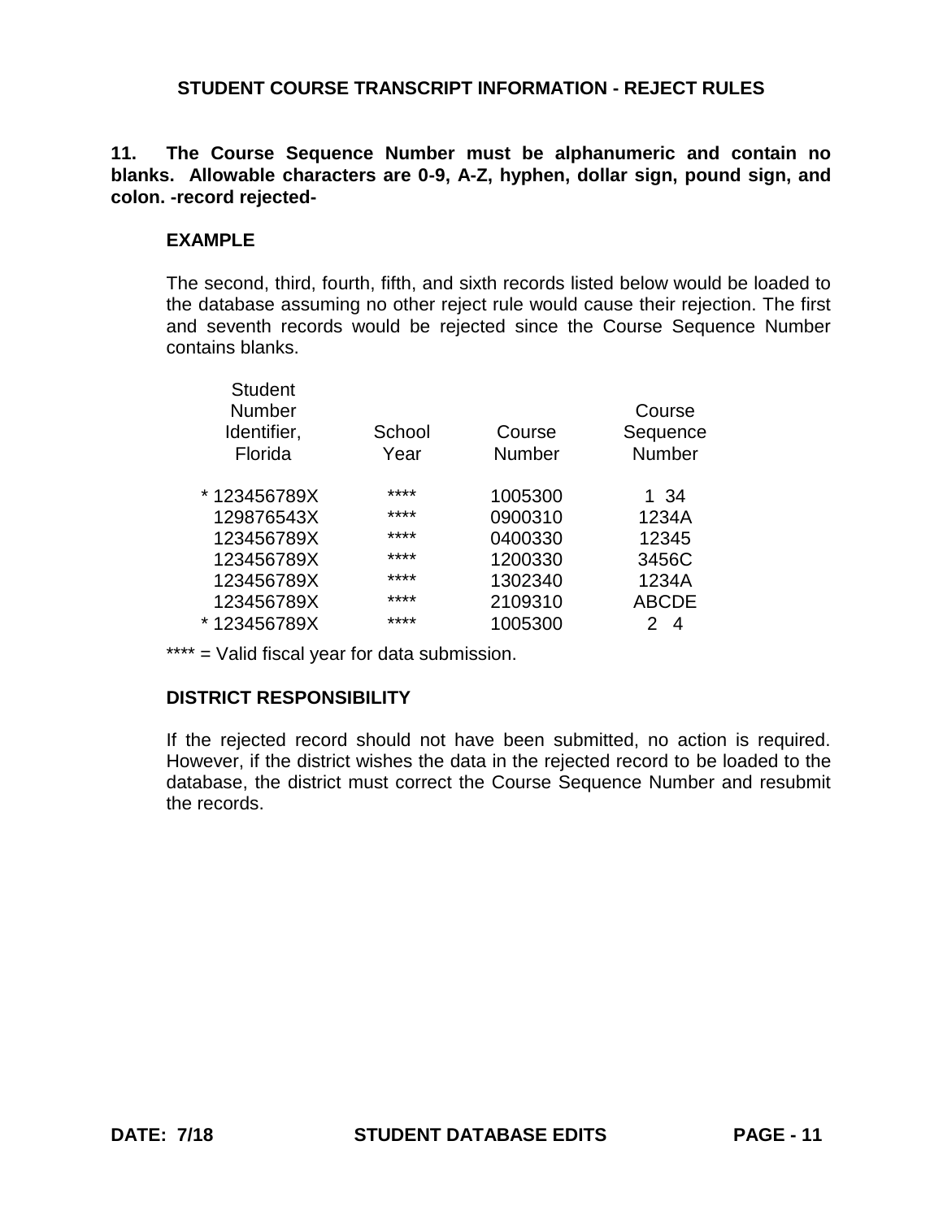**STUDENT COURSE TRANSCRIPT INFORMATION - REJECT RULES**

**11. The Course Sequence Number must be alphanumeric and contain no blanks. Allowable characters are 0-9, A-Z, hyphen, dollar sign, pound sign, and colon. -record rejected-**

**EXAMPLE**

The second, third, fourth, fifth, and sixth records listed below would be loaded to the database assuming no other reject rule would cause their rejection. The first and seventh records would be rejected since the Course Sequence Number contains blanks.

| Student Number Identifier, Florida | School Year | Course Number | Course Sequence Number |
|---|---|---|---|
| * 123456789X | **** | 1005300 | 1 34 |
| 129876543X | **** | 0900310 | 1234A |
| 123456789X | **** | 0400330 | 12345 |
| 123456789X | **** | 1200330 | 3456C |
| 123456789X | **** | 1302340 | 1234A |
| 123456789X | **** | 2109310 | ABCDE |
| * 123456789X | **** | 1005300 | 2  4 |

**** = Valid fiscal year for data submission.

**DISTRICT RESPONSIBILITY**

If the rejected record should not have been submitted, no action is required. However, if the district wishes the data in the rejected record to be loaded to the database, the district must correct the Course Sequence Number and resubmit the records.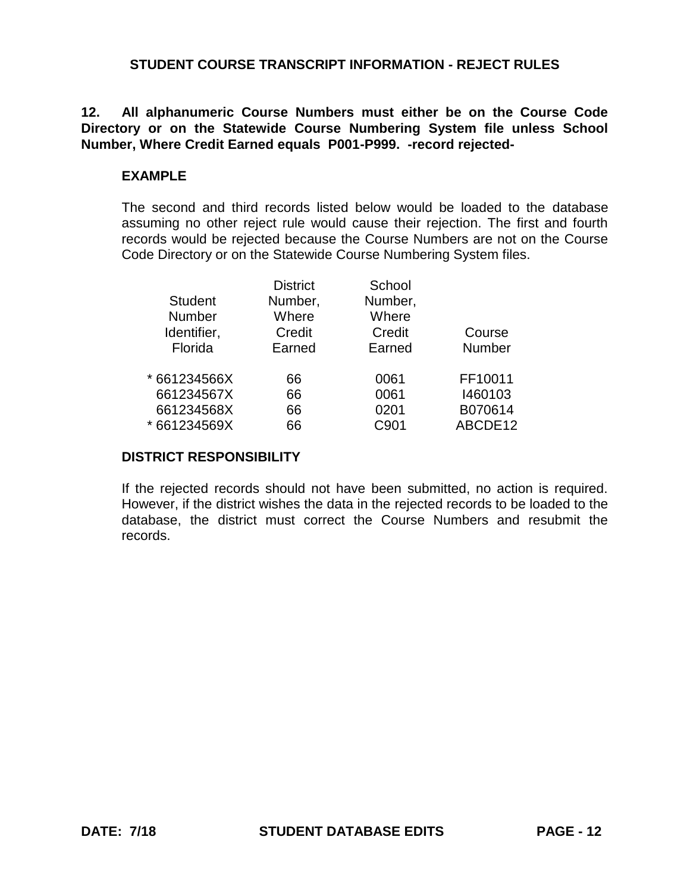## STUDENT COURSE TRANSCRIPT INFORMATION - REJECT RULES

**12. All alphanumeric Course Numbers must either be on the Course Code Directory or on the Statewide Course Numbering System file unless School Number, Where Credit Earned equals P001-P999. -record rejected-**

### EXAMPLE

The second and third records listed below would be loaded to the database assuming no other reject rule would cause their rejection. The first and fourth records would be rejected because the Course Numbers are not on the Course Code Directory or on the Statewide Course Numbering System files.

| Student Number Identifier, Florida | District Number, Where Credit Earned | School Number, Where Credit Earned | Course Number |
|---|---|---|---|
| * 661234566X | 66 | 0061 | FF10011 |
| 661234567X | 66 | 0061 | I460103 |
| 661234568X | 66 | 0201 | B070614 |
| * 661234569X | 66 | C901 | ABCDE12 |

### DISTRICT RESPONSIBILITY

If the rejected records should not have been submitted, no action is required. However, if the district wishes the data in the rejected records to be loaded to the database, the district must correct the Course Numbers and resubmit the records.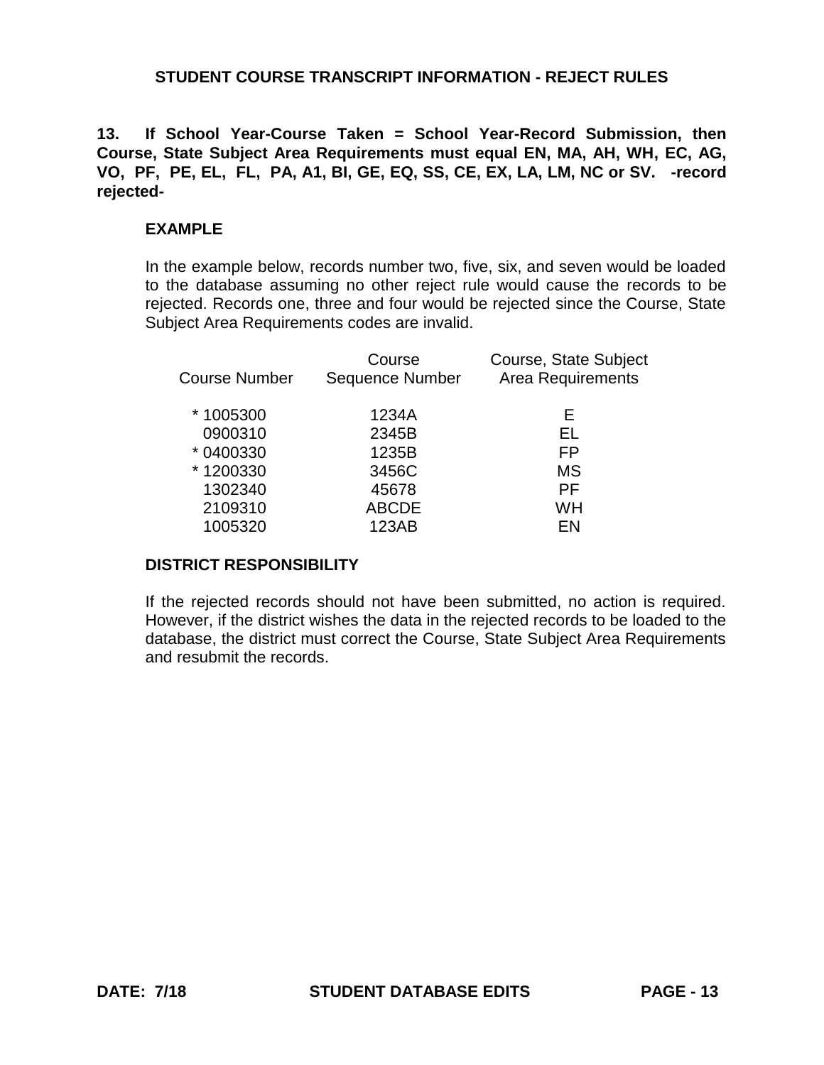## STUDENT COURSE TRANSCRIPT INFORMATION - REJECT RULES

**13. If School Year-Course Taken = School Year-Record Submission, then Course, State Subject Area Requirements must equal EN, MA, AH, WH, EC, AG, VO, PF, PE, EL, FL, PA, A1, BI, GE, EQ, SS, CE, EX, LA, LM, NC or SV. -record rejected-**

### EXAMPLE

In the example below, records number two, five, six, and seven would be loaded to the database assuming no other reject rule would cause the records to be rejected. Records one, three and four would be rejected since the Course, State Subject Area Requirements codes are invalid.

| Course Number | Course Sequence Number | Course, State Subject Area Requirements |
|---|---|---|
| * 1005300 | 1234A | E |
| 0900310 | 2345B | EL |
| * 0400330 | 1235B | FP |
| * 1200330 | 3456C | MS |
| 1302340 | 45678 | PF |
| 2109310 | ABCDE | WH |
| 1005320 | 123AB | EN |

### DISTRICT RESPONSIBILITY

If the rejected records should not have been submitted, no action is required. However, if the district wishes the data in the rejected records to be loaded to the database, the district must correct the Course, State Subject Area Requirements and resubmit the records.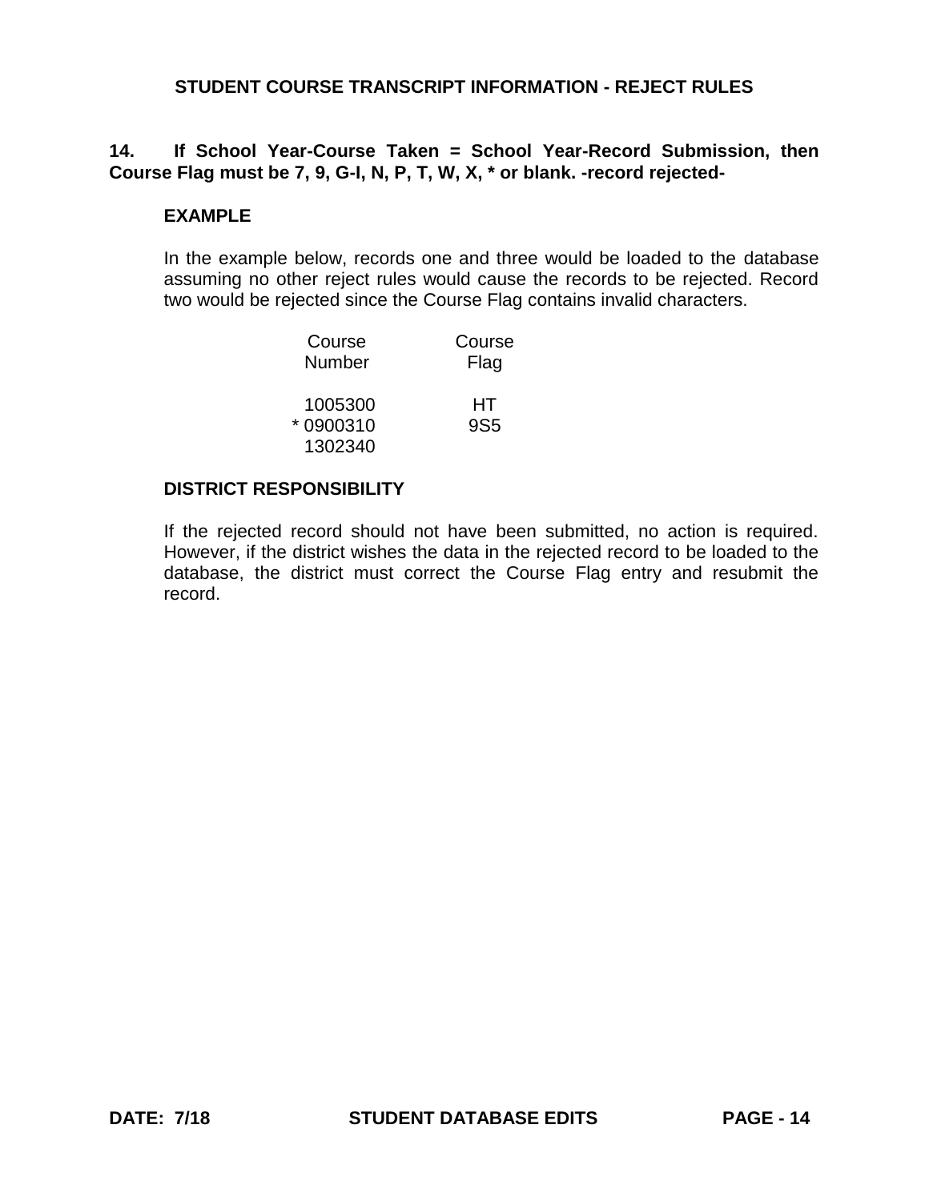## STUDENT COURSE TRANSCRIPT INFORMATION - REJECT RULES

**14. If School Year-Course Taken = School Year-Record Submission, then Course Flag must be 7, 9, G-I, N, P, T, W, X, * or blank. -record rejected-**

**EXAMPLE**

In the example below, records one and three would be loaded to the database assuming no other reject rules would cause the records to be rejected. Record two would be rejected since the Course Flag contains invalid characters.

| Course Number | Course Flag |
|---|---|
| 1005300 | HT |
| * 0900310 | 9S5 |
| 1302340 | |

**DISTRICT RESPONSIBILITY**

If the rejected record should not have been submitted, no action is required. However, if the district wishes the data in the rejected record to be loaded to the database, the district must correct the Course Flag entry and resubmit the record.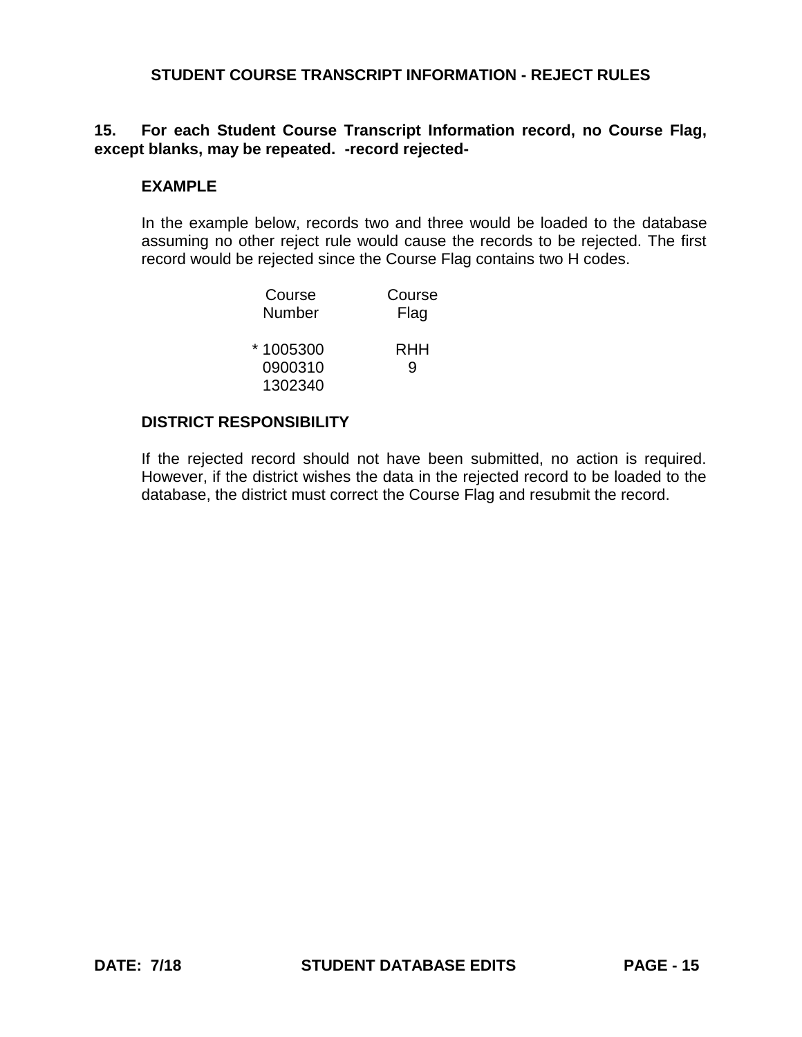## STUDENT COURSE TRANSCRIPT INFORMATION - REJECT RULES

**15. For each Student Course Transcript Information record, no Course Flag, except blanks, may be repeated. -record rejected-**

**EXAMPLE**

In the example below, records two and three would be loaded to the database assuming no other reject rule would cause the records to be rejected. The first record would be rejected since the Course Flag contains two H codes.

| Course Number | Course Flag |
|---|---|
| * 1005300 | RHH |
| 0900310 | 9 |
| 1302340 | |

**DISTRICT RESPONSIBILITY**

If the rejected record should not have been submitted, no action is required. However, if the district wishes the data in the rejected record to be loaded to the database, the district must correct the Course Flag and resubmit the record.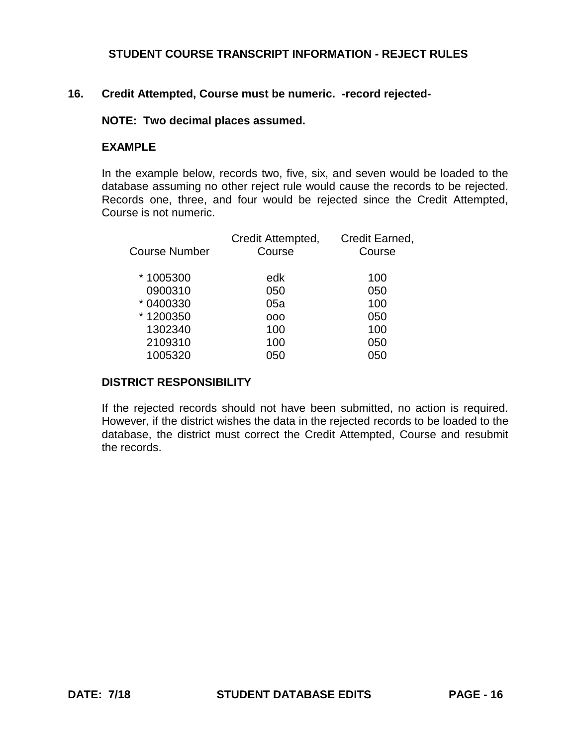## STUDENT COURSE TRANSCRIPT INFORMATION - REJECT RULES

**16. Credit Attempted, Course must be numeric. -record rejected-**

**NOTE: Two decimal places assumed.**

**EXAMPLE**

In the example below, records two, five, six, and seven would be loaded to the database assuming no other reject rule would cause the records to be rejected. Records one, three, and four would be rejected since the Credit Attempted, Course is not numeric.

| Course Number | Credit Attempted, Course | Credit Earned, Course |
|---|---|---|
| * 1005300 | edk | 100 |
| 0900310 | 050 | 050 |
| * 0400330 | 05a | 100 |
| * 1200350 | ooo | 050 |
| 1302340 | 100 | 100 |
| 2109310 | 100 | 050 |
| 1005320 | 050 | 050 |

**DISTRICT RESPONSIBILITY**

If the rejected records should not have been submitted, no action is required. However, if the district wishes the data in the rejected records to be loaded to the database, the district must correct the Credit Attempted, Course and resubmit the records.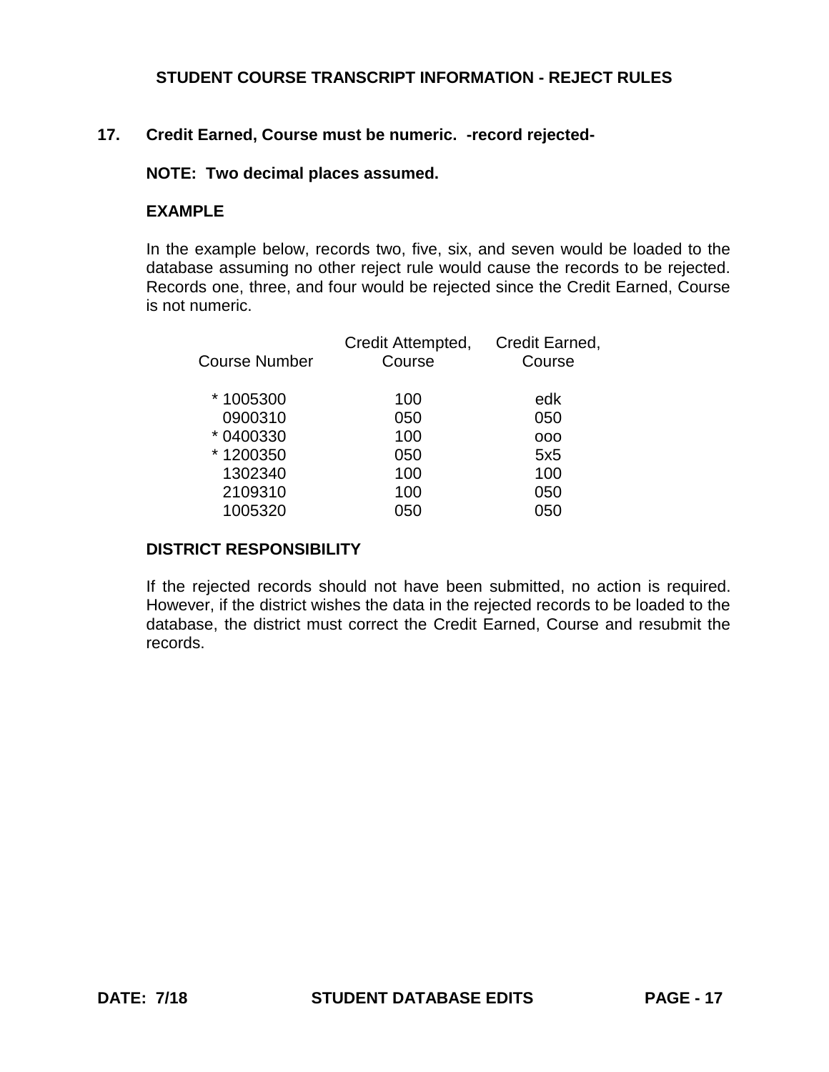## STUDENT COURSE TRANSCRIPT INFORMATION - REJECT RULES

**17. Credit Earned, Course must be numeric. -record rejected-**

**NOTE: Two decimal places assumed.**

**EXAMPLE**

In the example below, records two, five, six, and seven would be loaded to the database assuming no other reject rule would cause the records to be rejected. Records one, three, and four would be rejected since the Credit Earned, Course is not numeric.

| Course Number | Credit Attempted, Course | Credit Earned, Course |
|---|---|---|
| * 1005300 | 100 | edk |
| 0900310 | 050 | 050 |
| * 0400330 | 100 | ooo |
| * 1200350 | 050 | 5x5 |
| 1302340 | 100 | 100 |
| 2109310 | 100 | 050 |
| 1005320 | 050 | 050 |

**DISTRICT RESPONSIBILITY**

If the rejected records should not have been submitted, no action is required. However, if the district wishes the data in the rejected records to be loaded to the database, the district must correct the Credit Earned, Course and resubmit the records.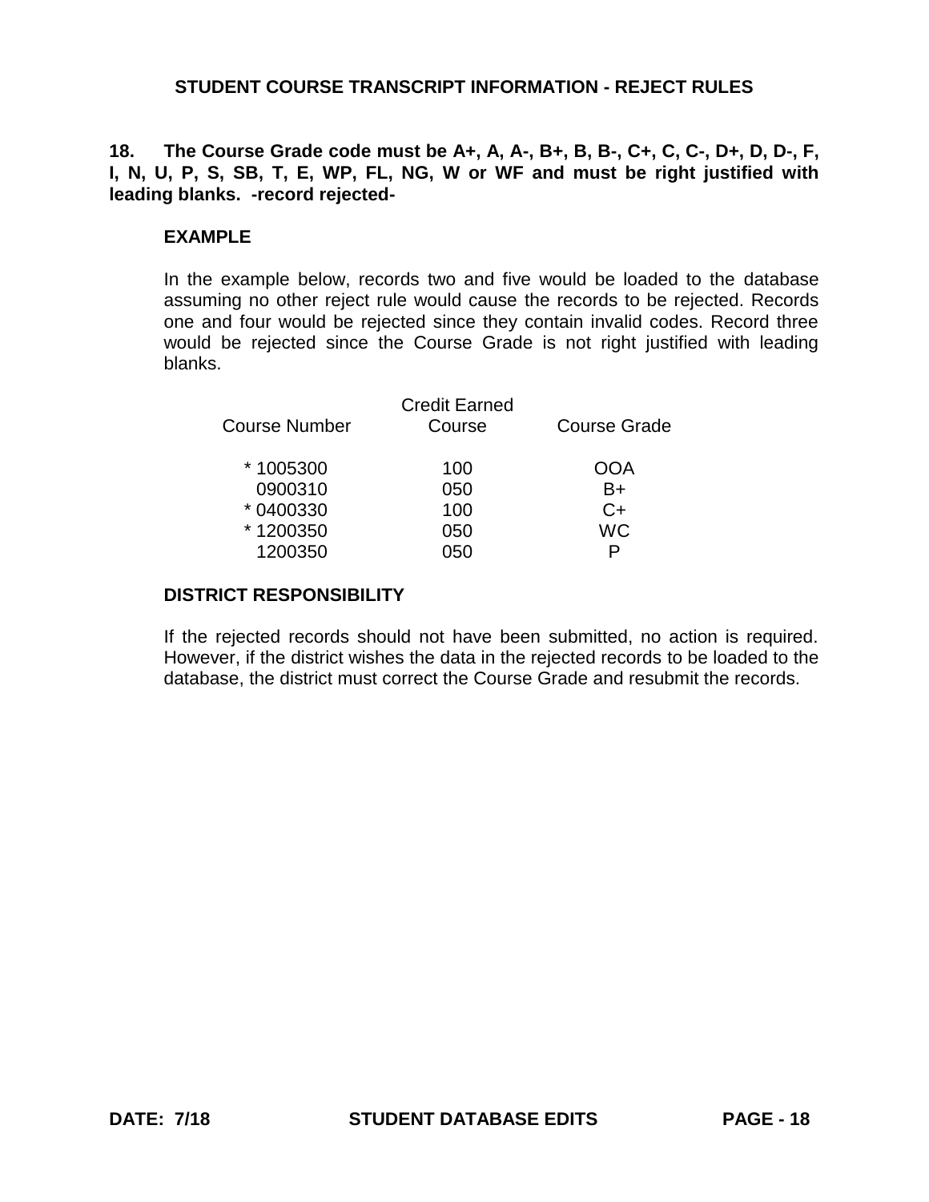## STUDENT COURSE TRANSCRIPT INFORMATION - REJECT RULES

**18. The Course Grade code must be A+, A, A-, B+, B, B-, C+, C, C-, D+, D, D-, F, I, N, U, P, S, SB, T, E, WP, FL, NG, W or WF and must be right justified with leading blanks. -record rejected-**

### EXAMPLE

In the example below, records two and five would be loaded to the database assuming no other reject rule would cause the records to be rejected. Records one and four would be rejected since they contain invalid codes. Record three would be rejected since the Course Grade is not right justified with leading blanks.

| Course Number | Credit Earned Course | Course Grade |
|---|---|---|
| * 1005300 | 100 | OOA |
| 0900310 | 050 | B+ |
| * 0400330 | 100 | C+ |
| * 1200350 | 050 | WC |
| 1200350 | 050 | P |

### DISTRICT RESPONSIBILITY

If the rejected records should not have been submitted, no action is required. However, if the district wishes the data in the rejected records to be loaded to the database, the district must correct the Course Grade and resubmit the records.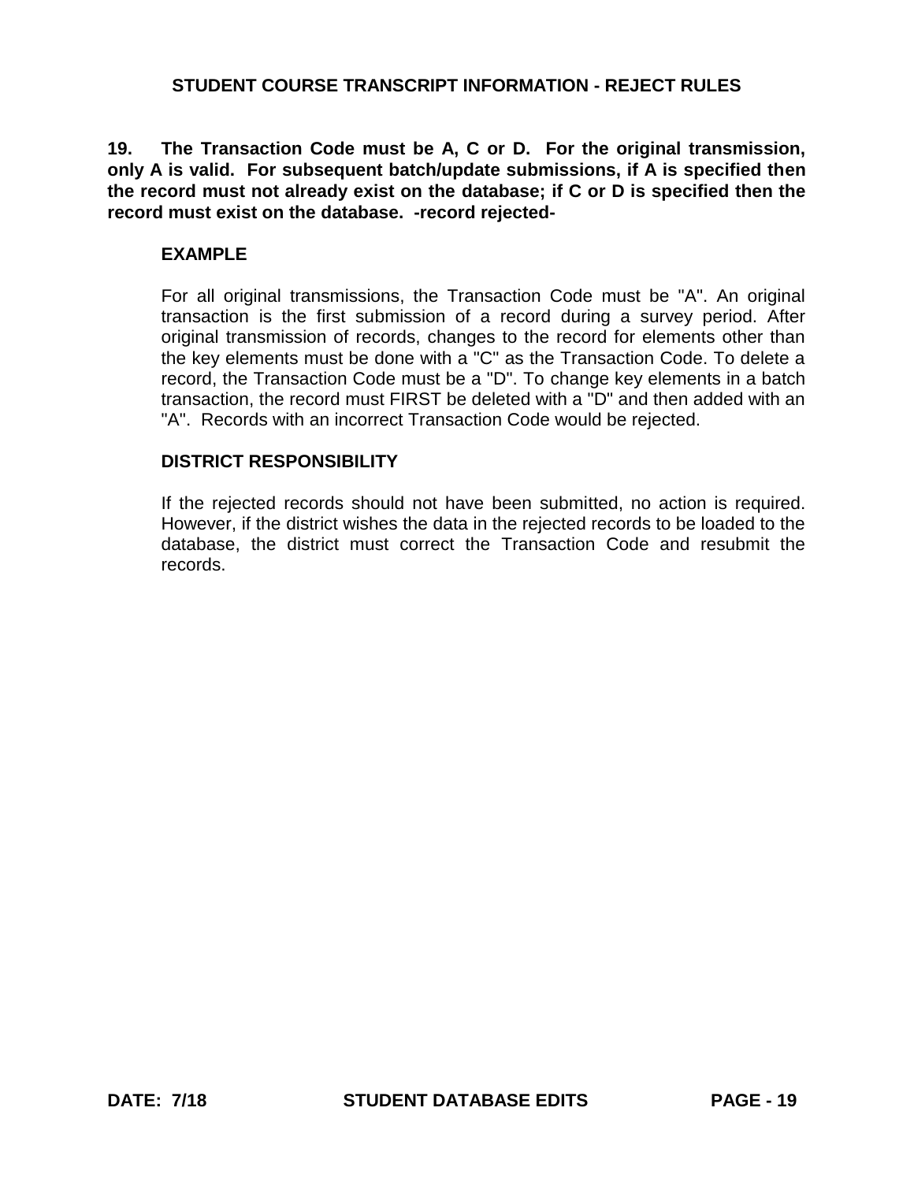## STUDENT COURSE TRANSCRIPT INFORMATION - REJECT RULES

**19. The Transaction Code must be A, C or D. For the original transmission, only A is valid. For subsequent batch/update submissions, if A is specified then the record must not already exist on the database; if C or D is specified then the record must exist on the database. -record rejected-**

**EXAMPLE**

For all original transmissions, the Transaction Code must be "A". An original transaction is the first submission of a record during a survey period. After original transmission of records, changes to the record for elements other than the key elements must be done with a "C" as the Transaction Code. To delete a record, the Transaction Code must be a "D". To change key elements in a batch transaction, the record must FIRST be deleted with a "D" and then added with an "A". Records with an incorrect Transaction Code would be rejected.

**DISTRICT RESPONSIBILITY**

If the rejected records should not have been submitted, no action is required. However, if the district wishes the data in the rejected records to be loaded to the database, the district must correct the Transaction Code and resubmit the records.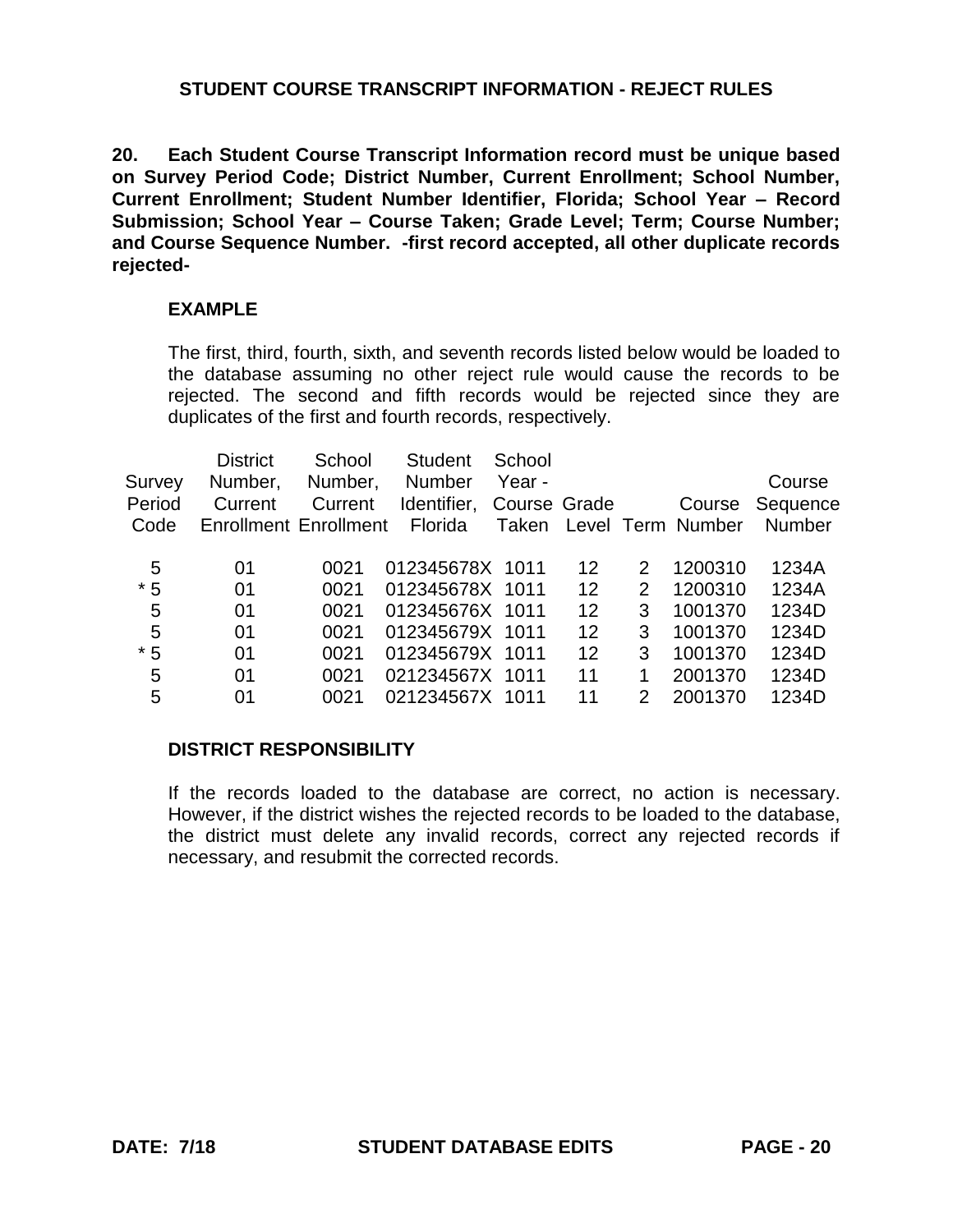# STUDENT COURSE TRANSCRIPT INFORMATION - REJECT RULES

**20. Each Student Course Transcript Information record must be unique based on Survey Period Code; District Number, Current Enrollment; School Number, Current Enrollment; Student Number Identifier, Florida; School Year – Record Submission; School Year – Course Taken; Grade Level; Term; Course Number; and Course Sequence Number. -first record accepted, all other duplicate records rejected-**

**EXAMPLE**

The first, third, fourth, sixth, and seventh records listed below would be loaded to the database assuming no other reject rule would cause the records to be rejected. The second and fifth records would be rejected since they are duplicates of the first and fourth records, respectively.

| Survey Period Code | District Number, Current Enrollment | School Number, Current Enrollment | Student Number Identifier, Florida | School Year - Course Taken | Grade Level | Term | Course Number | Course Sequence Number |
|---|---|---|---|---|---|---|---|---|
| 5 | 01 | 0021 | 012345678X | 1011 | 12 | 2 | 1200310 | 1234A |
| * 5 | 01 | 0021 | 012345678X | 1011 | 12 | 2 | 1200310 | 1234A |
| 5 | 01 | 0021 | 012345676X | 1011 | 12 | 3 | 1001370 | 1234D |
| 5 | 01 | 0021 | 012345679X | 1011 | 12 | 3 | 1001370 | 1234D |
| * 5 | 01 | 0021 | 012345679X | 1011 | 12 | 3 | 1001370 | 1234D |
| 5 | 01 | 0021 | 021234567X | 1011 | 11 | 1 | 2001370 | 1234D |
| 5 | 01 | 0021 | 021234567X | 1011 | 11 | 2 | 2001370 | 1234D |

**DISTRICT RESPONSIBILITY**

If the records loaded to the database are correct, no action is necessary. However, if the district wishes the rejected records to be loaded to the database, the district must delete any invalid records, correct any rejected records if necessary, and resubmit the corrected records.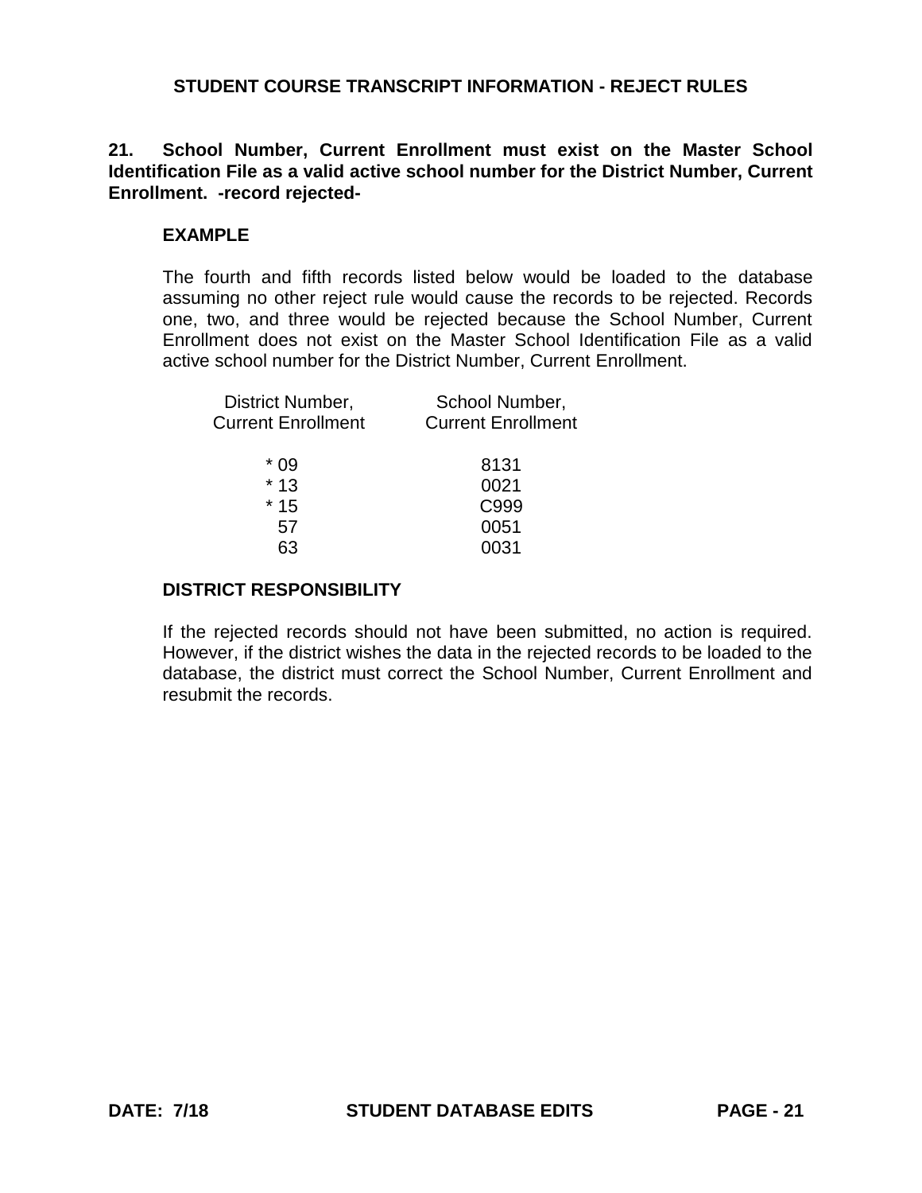## STUDENT COURSE TRANSCRIPT INFORMATION - REJECT RULES

**21. School Number, Current Enrollment must exist on the Master School Identification File as a valid active school number for the District Number, Current Enrollment. -record rejected-**

### EXAMPLE

The fourth and fifth records listed below would be loaded to the database assuming no other reject rule would cause the records to be rejected. Records one, two, and three would be rejected because the School Number, Current Enrollment does not exist on the Master School Identification File as a valid active school number for the District Number, Current Enrollment.

| District Number, Current Enrollment | School Number, Current Enrollment |
|---|---|
| * 09 | 8131 |
| * 13 | 0021 |
| * 15 | C999 |
| 57 | 0051 |
| 63 | 0031 |

### DISTRICT RESPONSIBILITY

If the rejected records should not have been submitted, no action is required. However, if the district wishes the data in the rejected records to be loaded to the database, the district must correct the School Number, Current Enrollment and resubmit the records.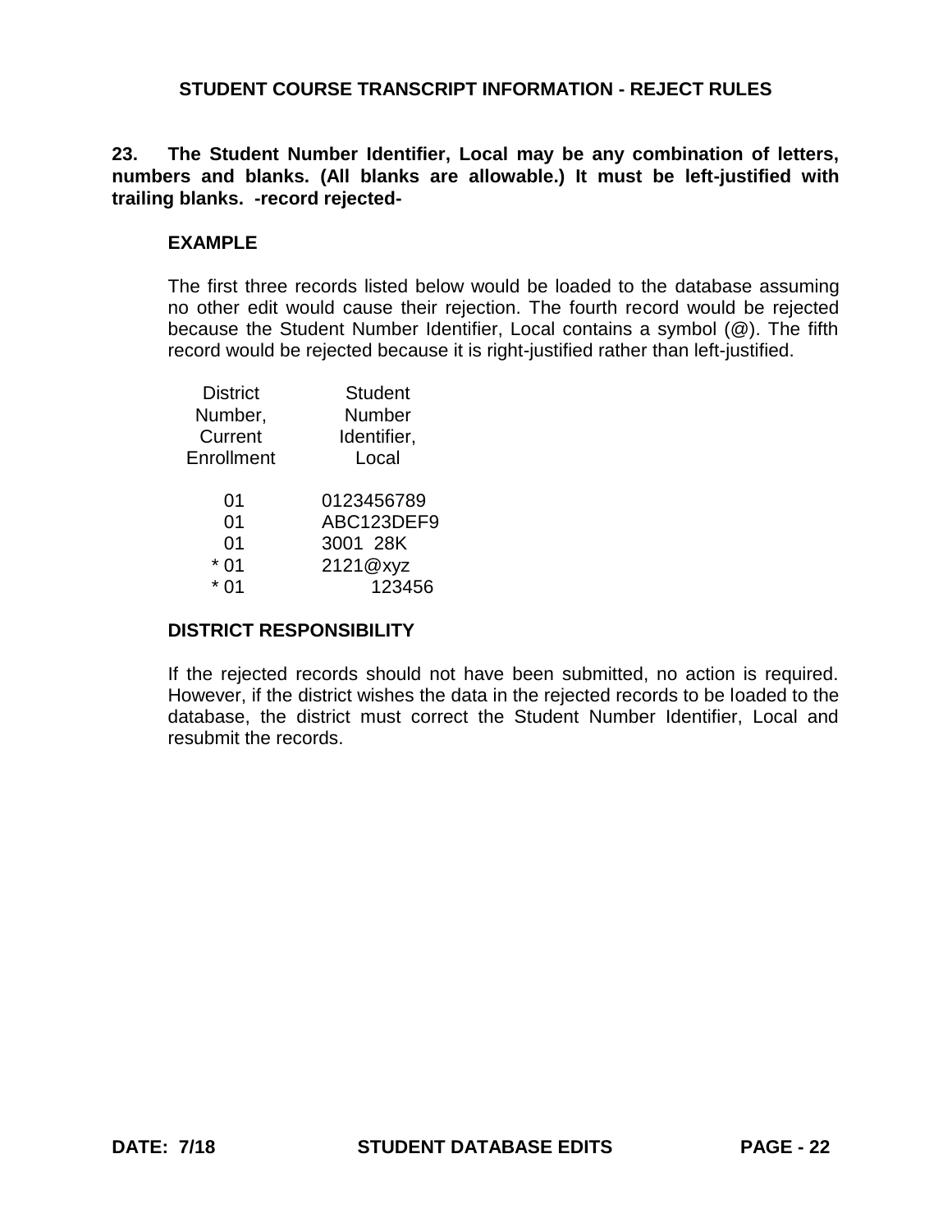## STUDENT COURSE TRANSCRIPT INFORMATION - REJECT RULES

**23. The Student Number Identifier, Local may be any combination of letters, numbers and blanks. (All blanks are allowable.) It must be left-justified with trailing blanks. -record rejected-**

### EXAMPLE

The first three records listed below would be loaded to the database assuming no other edit would cause their rejection. The fourth record would be rejected because the Student Number Identifier, Local contains a symbol (@). The fifth record would be rejected because it is right-justified rather than left-justified.

| District Number, Current Enrollment | Student Number Identifier, Local |
|---|---|
| 01 | 0123456789 |
| 01 | ABC123DEF9 |
| 01 | 3001  28K |
| * 01 | 2121@xyz |
| * 01 |     123456 |

### DISTRICT RESPONSIBILITY

If the rejected records should not have been submitted, no action is required. However, if the district wishes the data in the rejected records to be loaded to the database, the district must correct the Student Number Identifier, Local and resubmit the records.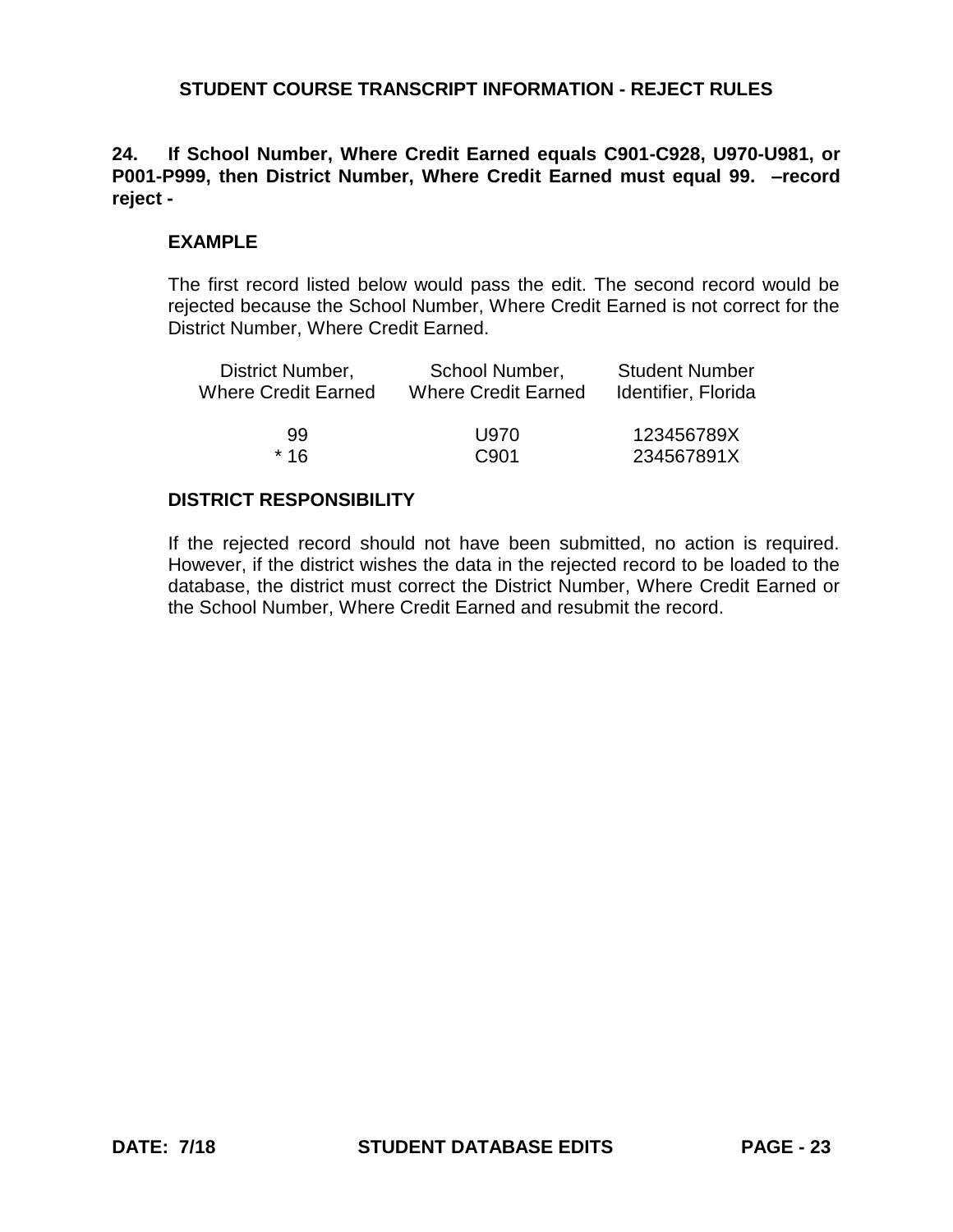## STUDENT COURSE TRANSCRIPT INFORMATION - REJECT RULES

**24. If School Number, Where Credit Earned equals C901-C928, U970-U981, or P001-P999, then District Number, Where Credit Earned must equal 99. –record reject -**

### EXAMPLE

The first record listed below would pass the edit. The second record would be rejected because the School Number, Where Credit Earned is not correct for the District Number, Where Credit Earned.

| District Number, Where Credit Earned | School Number, Where Credit Earned | Student Number Identifier, Florida |
|---|---|---|
| 99 | U970 | 123456789X |
| * 16 | C901 | 234567891X |

### DISTRICT RESPONSIBILITY

If the rejected record should not have been submitted, no action is required. However, if the district wishes the data in the rejected record to be loaded to the database, the district must correct the District Number, Where Credit Earned or the School Number, Where Credit Earned and resubmit the record.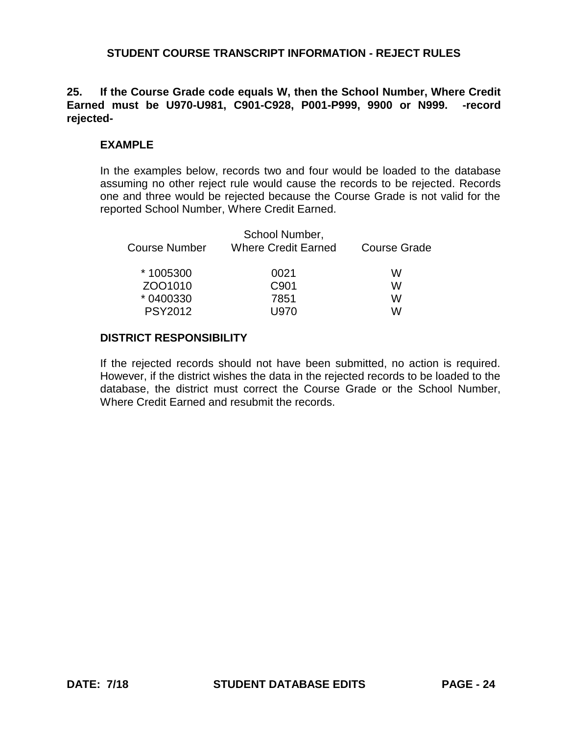## STUDENT COURSE TRANSCRIPT INFORMATION - REJECT RULES

**25. If the Course Grade code equals W, then the School Number, Where Credit Earned must be U970-U981, C901-C928, P001-P999, 9900 or N999. -record rejected-**

### EXAMPLE

In the examples below, records two and four would be loaded to the database assuming no other reject rule would cause the records to be rejected. Records one and three would be rejected because the Course Grade is not valid for the reported School Number, Where Credit Earned.

| Course Number | School Number, Where Credit Earned | Course Grade |
|---|---|---|
| * 1005300 | 0021 | W |
| ZOO1010 | C901 | W |
| * 0400330 | 7851 | W |
| PSY2012 | U970 | W |

### DISTRICT RESPONSIBILITY

If the rejected records should not have been submitted, no action is required. However, if the district wishes the data in the rejected records to be loaded to the database, the district must correct the Course Grade or the School Number, Where Credit Earned and resubmit the records.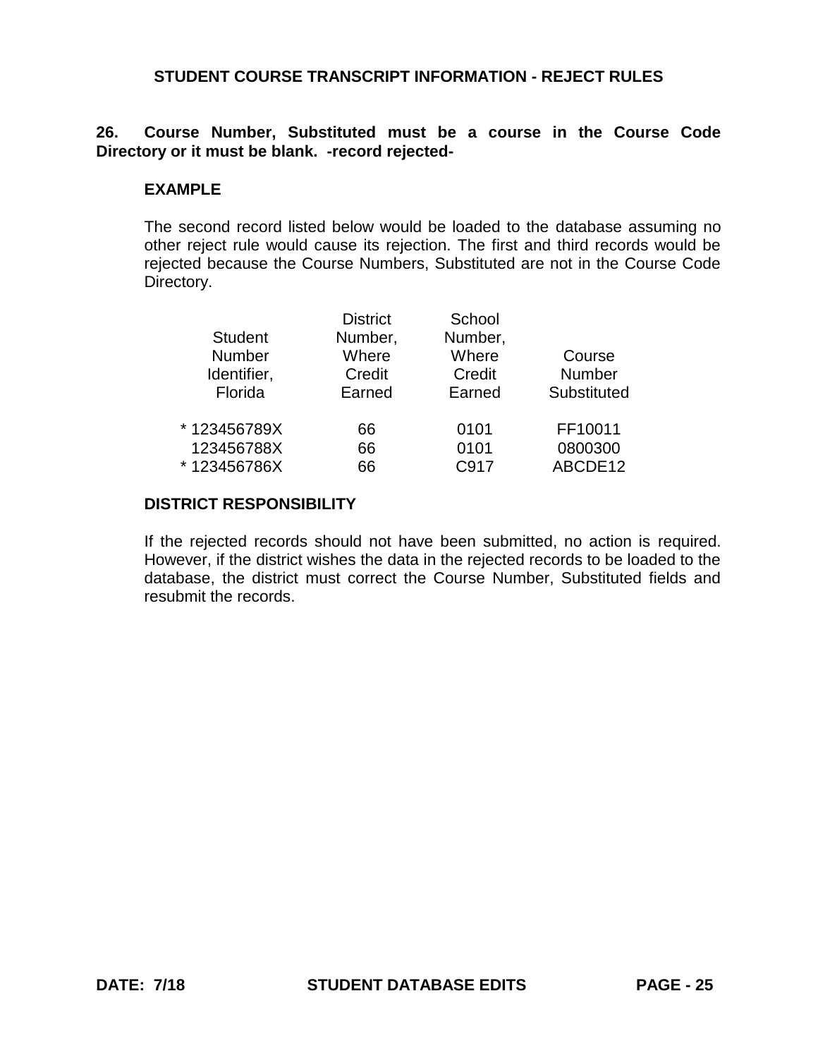## STUDENT COURSE TRANSCRIPT INFORMATION - REJECT RULES

**26. Course Number, Substituted must be a course in the Course Code Directory or it must be blank. -record rejected-**

### EXAMPLE

The second record listed below would be loaded to the database assuming no other reject rule would cause its rejection. The first and third records would be rejected because the Course Numbers, Substituted are not in the Course Code Directory.

| Student Number Identifier, Florida | District Number, Where Credit Earned | School Number, Where Credit Earned | Course Number Substituted |
|---|---|---|---|
| * 123456789X | 66 | 0101 | FF10011 |
| 123456788X | 66 | 0101 | 0800300 |
| * 123456786X | 66 | C917 | ABCDE12 |

### DISTRICT RESPONSIBILITY

If the rejected records should not have been submitted, no action is required. However, if the district wishes the data in the rejected records to be loaded to the database, the district must correct the Course Number, Substituted fields and resubmit the records.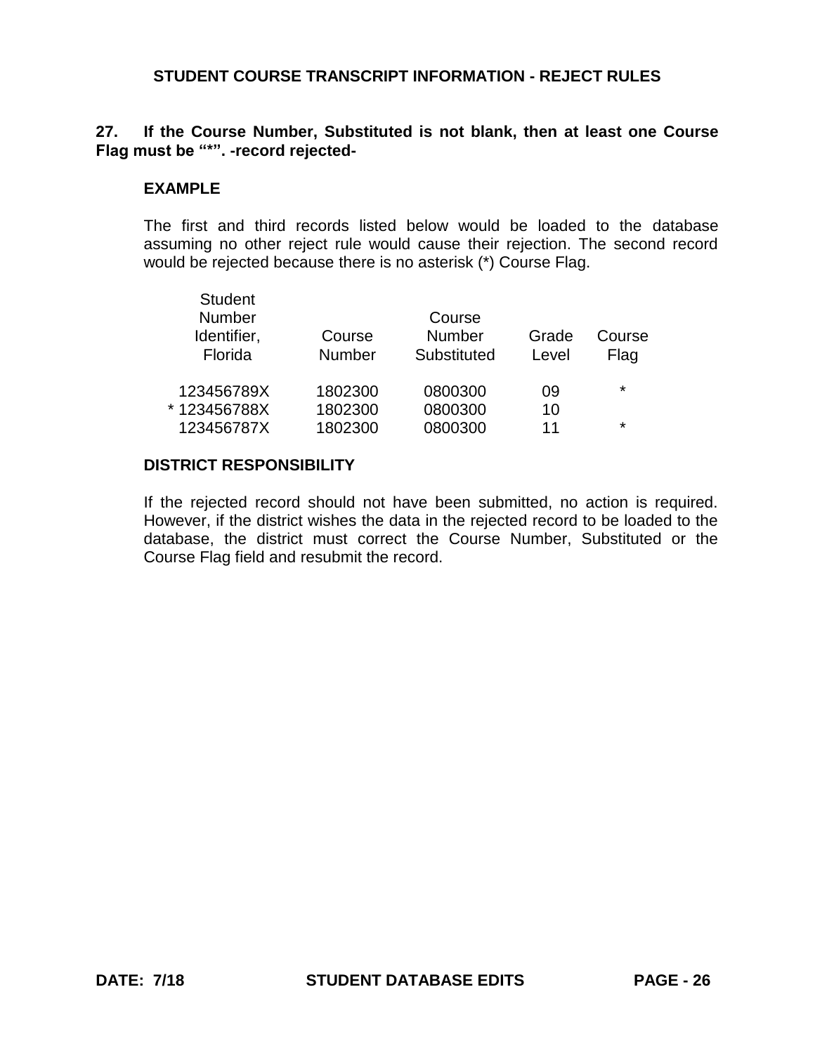## STUDENT COURSE TRANSCRIPT INFORMATION - REJECT RULES

**27. If the Course Number, Substituted is not blank, then at least one Course Flag must be "*". -record rejected-**

### EXAMPLE

The first and third records listed below would be loaded to the database assuming no other reject rule would cause their rejection. The second record would be rejected because there is no asterisk (*) Course Flag.

| Student Number Identifier, Florida | Course Number | Course Number Substituted | Grade Level | Course Flag |
|---|---|---|---|---|
| 123456789X | 1802300 | 0800300 | 09 | * |
| * 123456788X | 1802300 | 0800300 | 10 | |
| 123456787X | 1802300 | 0800300 | 11 | * |

### DISTRICT RESPONSIBILITY

If the rejected record should not have been submitted, no action is required. However, if the district wishes the data in the rejected record to be loaded to the database, the district must correct the Course Number, Substituted or the Course Flag field and resubmit the record.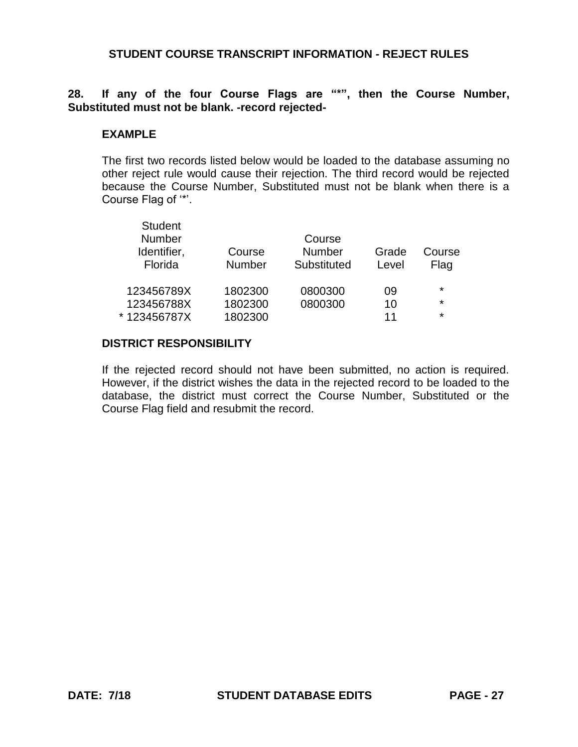## STUDENT COURSE TRANSCRIPT INFORMATION - REJECT RULES

**28. If any of the four Course Flags are "*", then the Course Number, Substituted must not be blank. -record rejected-**

### EXAMPLE

The first two records listed below would be loaded to the database assuming no other reject rule would cause their rejection. The third record would be rejected because the Course Number, Substituted must not be blank when there is a Course Flag of '*'.

| Student Number Identifier, Florida | Course Number | Course Number Substituted | Grade Level | Course Flag |
|---|---|---|---|---|
| 123456789X | 1802300 | 0800300 | 09 | * |
| 123456788X | 1802300 | 0800300 | 10 | * |
| * 123456787X | 1802300 | | 11 | * |

### DISTRICT RESPONSIBILITY

If the rejected record should not have been submitted, no action is required. However, if the district wishes the data in the rejected record to be loaded to the database, the district must correct the Course Number, Substituted or the Course Flag field and resubmit the record.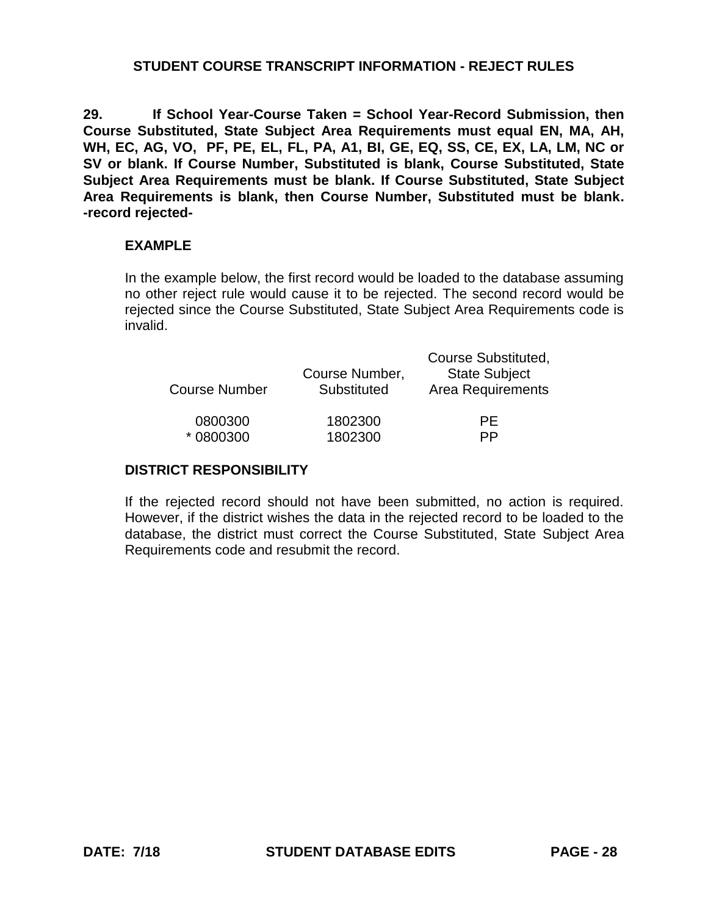## STUDENT COURSE TRANSCRIPT INFORMATION - REJECT RULES

**29. If School Year-Course Taken = School Year-Record Submission, then Course Substituted, State Subject Area Requirements must equal EN, MA, AH, WH, EC, AG, VO, PF, PE, EL, FL, PA, A1, BI, GE, EQ, SS, CE, EX, LA, LM, NC or SV or blank. If Course Number, Substituted is blank, Course Substituted, State Subject Area Requirements must be blank. If Course Substituted, State Subject Area Requirements is blank, then Course Number, Substituted must be blank. -record rejected-**

**EXAMPLE**

In the example below, the first record would be loaded to the database assuming no other reject rule would cause it to be rejected. The second record would be rejected since the Course Substituted, State Subject Area Requirements code is invalid.

| Course Number | Course Number, Substituted | Course Substituted, State Subject Area Requirements |
|---|---|---|
| 0800300 | 1802300 | PE |
| * 0800300 | 1802300 | PP |

**DISTRICT RESPONSIBILITY**

If the rejected record should not have been submitted, no action is required. However, if the district wishes the data in the rejected record to be loaded to the database, the district must correct the Course Substituted, State Subject Area Requirements code and resubmit the record.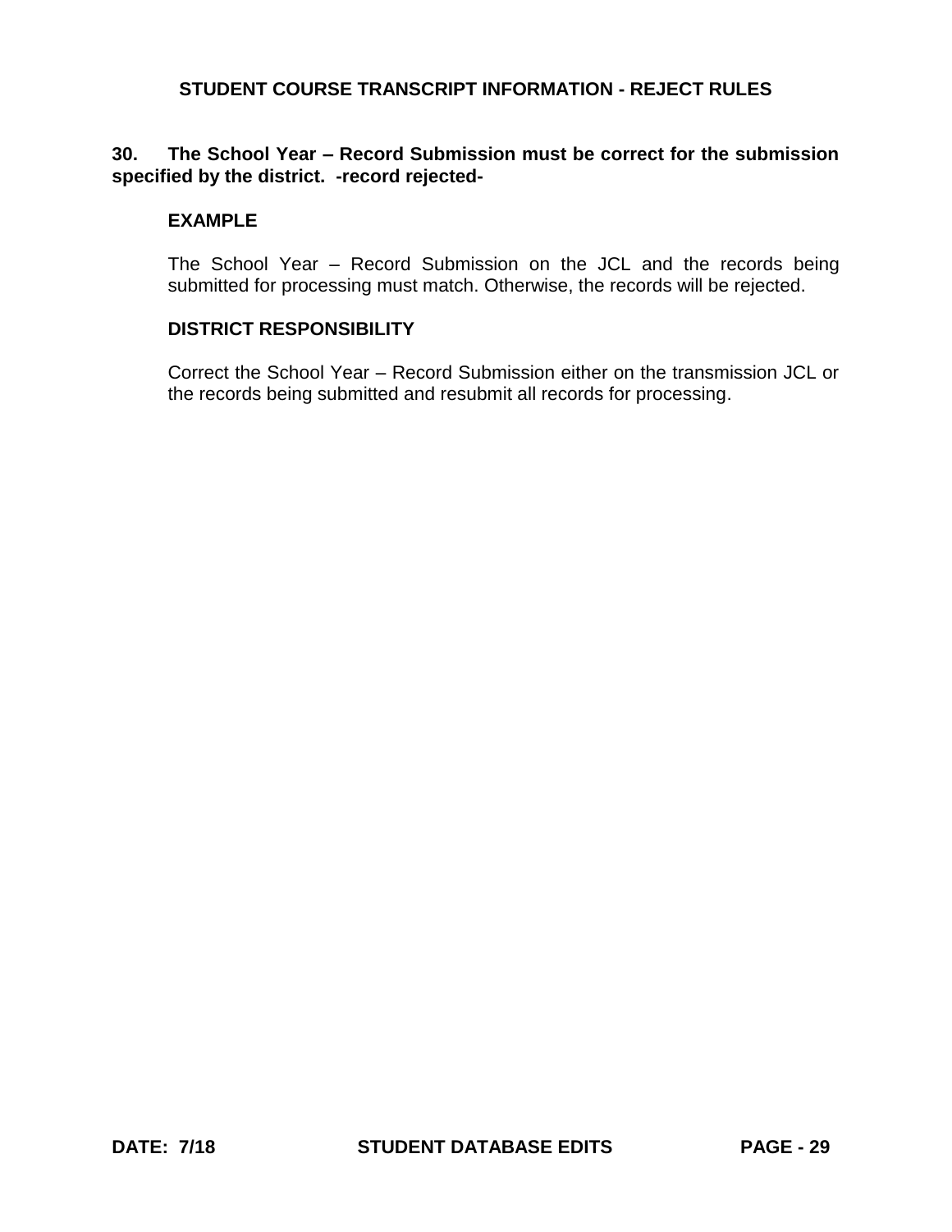## STUDENT COURSE TRANSCRIPT INFORMATION - REJECT RULES

**30. The School Year – Record Submission must be correct for the submission specified by the district. -record rejected-**

**EXAMPLE**

The School Year – Record Submission on the JCL and the records being submitted for processing must match. Otherwise, the records will be rejected.

**DISTRICT RESPONSIBILITY**

Correct the School Year – Record Submission either on the transmission JCL or the records being submitted and resubmit all records for processing.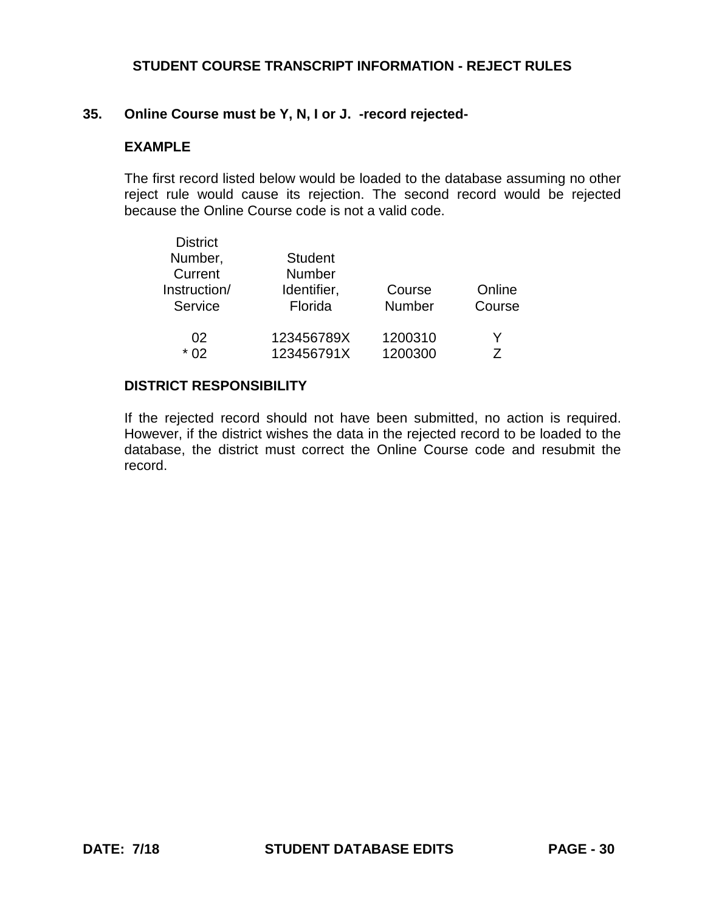# STUDENT COURSE TRANSCRIPT INFORMATION - REJECT RULES

**35. Online Course must be Y, N, I or J. -record rejected-**

**EXAMPLE**

The first record listed below would be loaded to the database assuming no other reject rule would cause its rejection. The second record would be rejected because the Online Course code is not a valid code.

| District Number, Current Instruction/ Service | Student Number Identifier, Florida | Course Number | Online Course |
|---|---|---|---|
| 02 | 123456789X | 1200310 | Y |
| * 02 | 123456791X | 1200300 | Z |

**DISTRICT RESPONSIBILITY**

If the rejected record should not have been submitted, no action is required. However, if the district wishes the data in the rejected record to be loaded to the database, the district must correct the Online Course code and resubmit the record.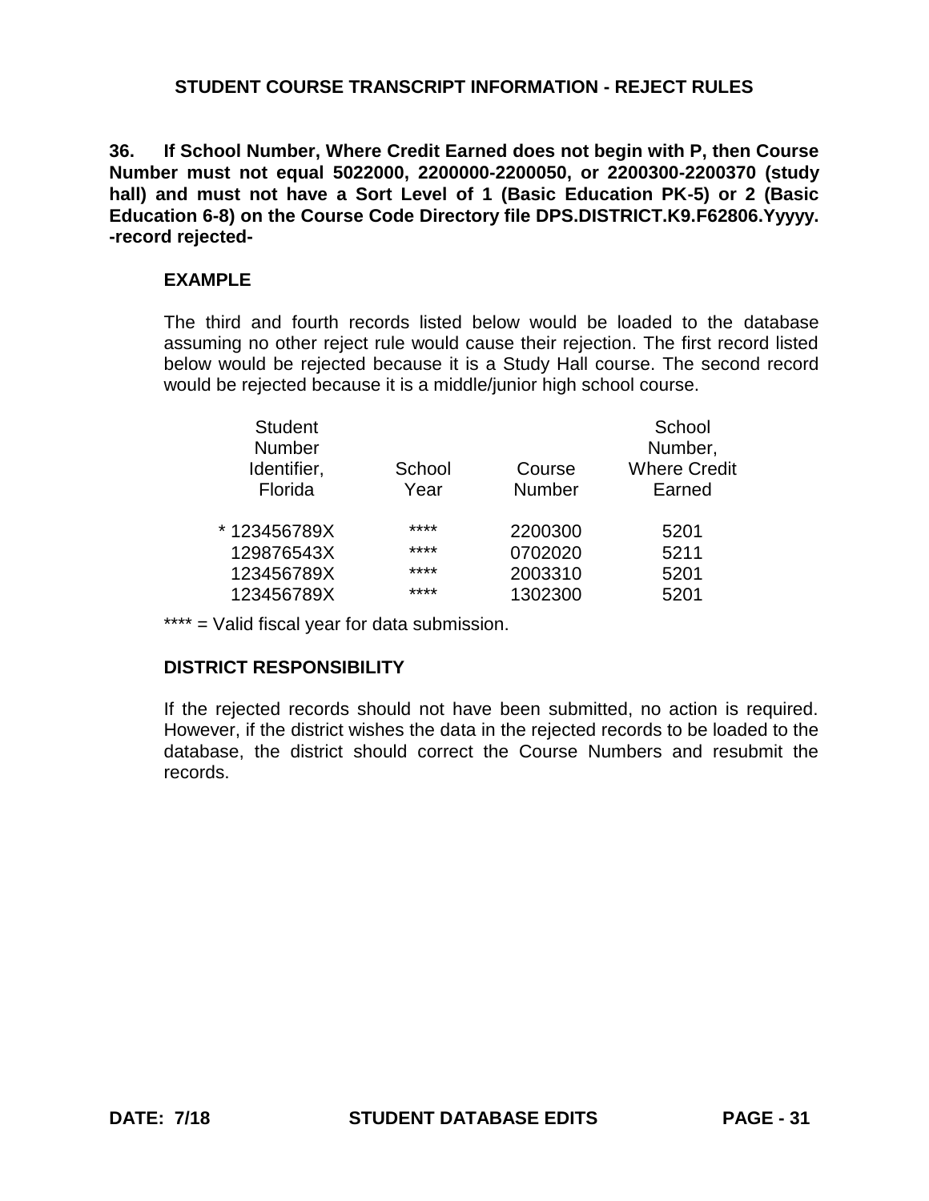## STUDENT COURSE TRANSCRIPT INFORMATION - REJECT RULES

**36. If School Number, Where Credit Earned does not begin with P, then Course Number must not equal 5022000, 2200000-2200050, or 2200300-2200370 (study hall) and must not have a Sort Level of 1 (Basic Education PK-5) or 2 (Basic Education 6-8) on the Course Code Directory file DPS.DISTRICT.K9.F62806.Yyyyy. -record rejected-**

### EXAMPLE

The third and fourth records listed below would be loaded to the database assuming no other reject rule would cause their rejection. The first record listed below would be rejected because it is a Study Hall course. The second record would be rejected because it is a middle/junior high school course.

| Student Number Identifier, Florida | School Year | Course Number | School Number, Where Credit Earned |
|---|---|---|---|
| * 123456789X | **** | 2200300 | 5201 |
| 129876543X | **** | 0702020 | 5211 |
| 123456789X | **** | 2003310 | 5201 |
| 123456789X | **** | 1302300 | 5201 |

**** = Valid fiscal year for data submission.

### DISTRICT RESPONSIBILITY

If the rejected records should not have been submitted, no action is required. However, if the district wishes the data in the rejected records to be loaded to the database, the district should correct the Course Numbers and resubmit the records.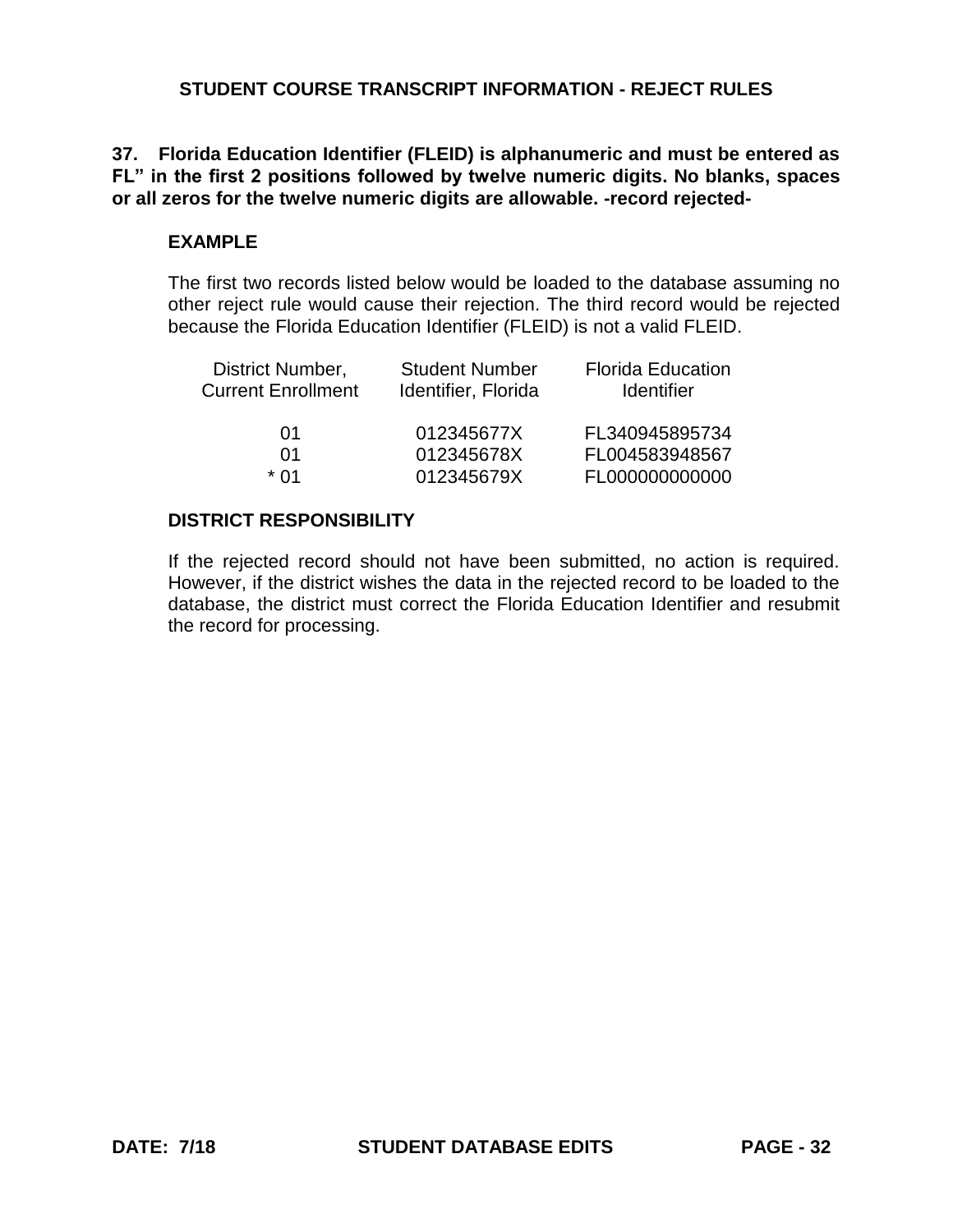## STUDENT COURSE TRANSCRIPT INFORMATION - REJECT RULES

**37. Florida Education Identifier (FLEID) is alphanumeric and must be entered as FL" in the first 2 positions followed by twelve numeric digits. No blanks, spaces or all zeros for the twelve numeric digits are allowable. -record rejected-**

### EXAMPLE

The first two records listed below would be loaded to the database assuming no other reject rule would cause their rejection. The third record would be rejected because the Florida Education Identifier (FLEID) is not a valid FLEID.

| District Number, Current Enrollment | Student Number Identifier, Florida | Florida Education Identifier |
|---|---|---|
| 01 | 012345677X | FL340945895734 |
| 01 | 012345678X | FL004583948567 |
| * 01 | 012345679X | FL000000000000 |

### DISTRICT RESPONSIBILITY

If the rejected record should not have been submitted, no action is required. However, if the district wishes the data in the rejected record to be loaded to the database, the district must correct the Florida Education Identifier and resubmit the record for processing.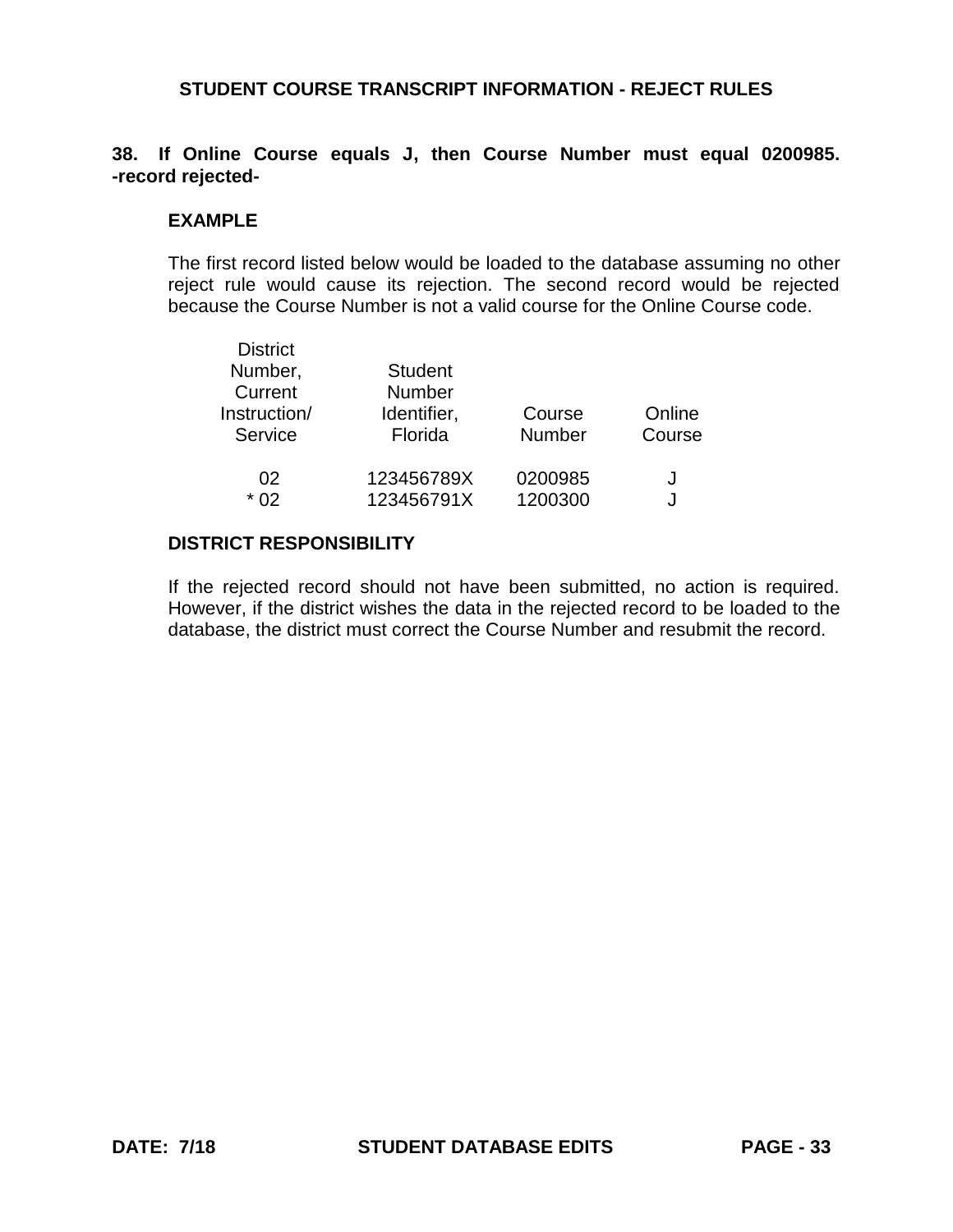## STUDENT COURSE TRANSCRIPT INFORMATION - REJECT RULES

**38. If Online Course equals J, then Course Number must equal 0200985. -record rejected-**

**EXAMPLE**

The first record listed below would be loaded to the database assuming no other reject rule would cause its rejection. The second record would be rejected because the Course Number is not a valid course for the Online Course code.

| District Number, Current Instruction/ Service | Student Number Identifier, Florida | Course Number | Online Course |
|---|---|---|---|
| 02 | 123456789X | 0200985 | J |
| * 02 | 123456791X | 1200300 | J |

**DISTRICT RESPONSIBILITY**

If the rejected record should not have been submitted, no action is required. However, if the district wishes the data in the rejected record to be loaded to the database, the district must correct the Course Number and resubmit the record.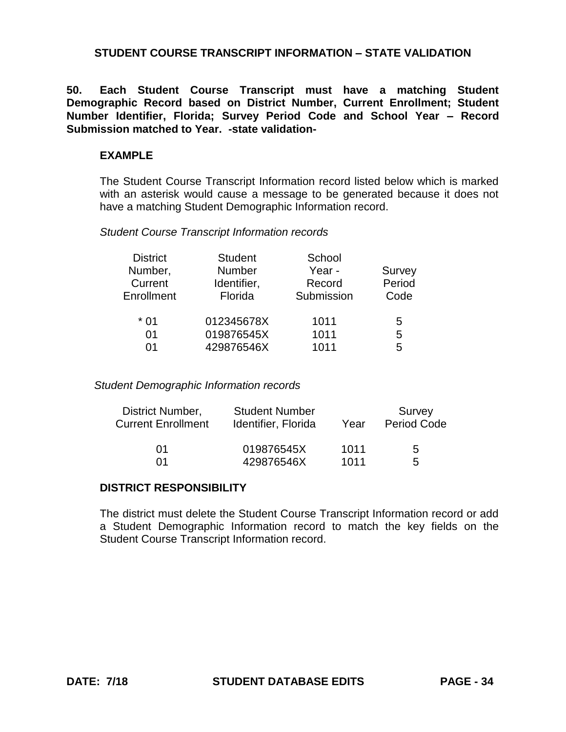## STUDENT COURSE TRANSCRIPT INFORMATION – STATE VALIDATION

**50. Each Student Course Transcript must have a matching Student Demographic Record based on District Number, Current Enrollment; Student Number Identifier, Florida; Survey Period Code and School Year – Record Submission matched to Year. -state validation-**

### EXAMPLE

The Student Course Transcript Information record listed below which is marked with an asterisk would cause a message to be generated because it does not have a matching Student Demographic Information record.

*Student Course Transcript Information records*

| District Number, Current Enrollment | Student Number Identifier, Florida | School Year - Record Submission | Survey Period Code |
|---|---|---|---|
| * 01 | 012345678X | 1011 | 5 |
| 01 | 019876545X | 1011 | 5 |
| 01 | 429876546X | 1011 | 5 |

*Student Demographic Information records*

| District Number, Current Enrollment | Student Number Identifier, Florida | Year | Survey Period Code |
|---|---|---|---|
| 01 | 019876545X | 1011 | 5 |
| 01 | 429876546X | 1011 | 5 |

### DISTRICT RESPONSIBILITY

The district must delete the Student Course Transcript Information record or add a Student Demographic Information record to match the key fields on the Student Course Transcript Information record.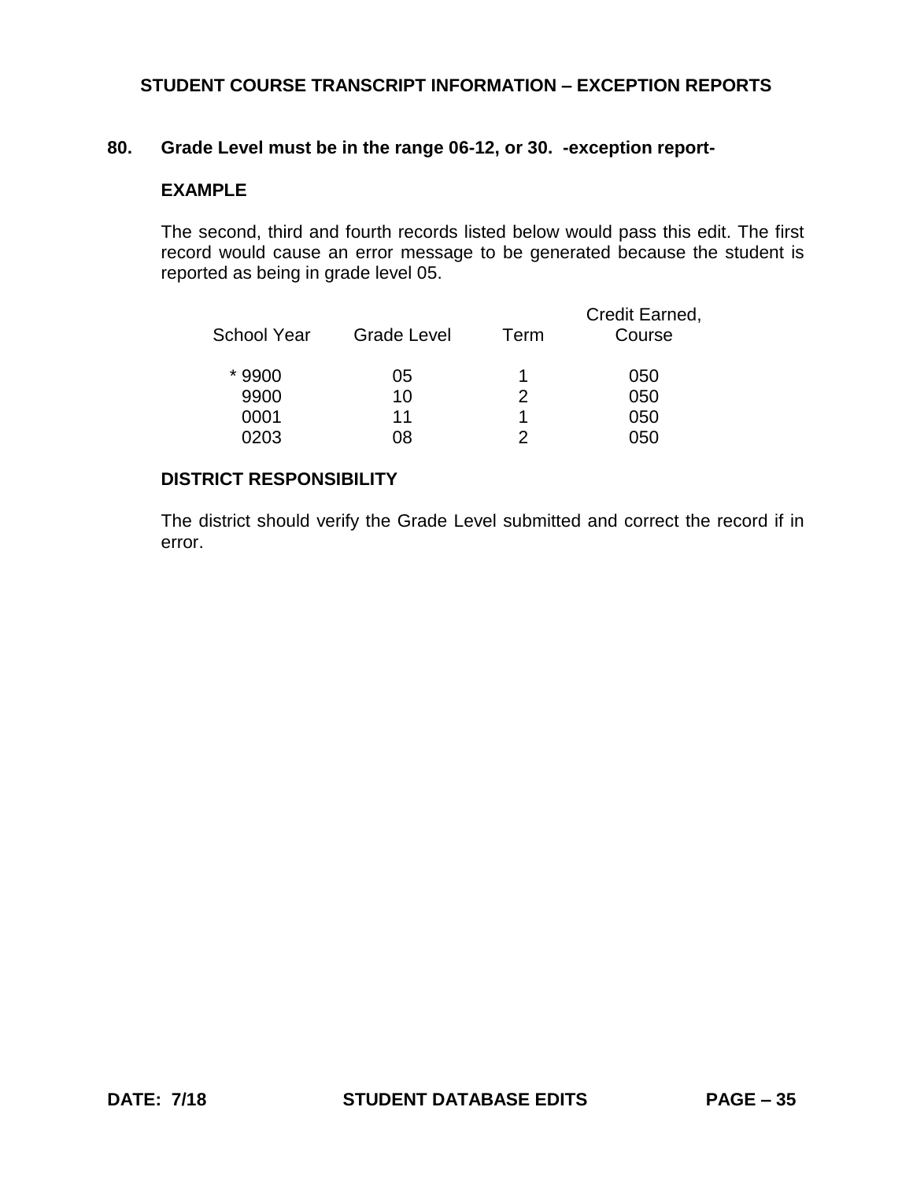## STUDENT COURSE TRANSCRIPT INFORMATION – EXCEPTION REPORTS

### 80. Grade Level must be in the range 06-12, or 30. -exception report-

**EXAMPLE**

The second, third and fourth records listed below would pass this edit. The first record would cause an error message to be generated because the student is reported as being in grade level 05.

| School Year | Grade Level | Term | Credit Earned, Course |
|---|---|---|---|
| * 9900 | 05 | 1 | 050 |
| 9900 | 10 | 2 | 050 |
| 0001 | 11 | 1 | 050 |
| 0203 | 08 | 2 | 050 |

**DISTRICT RESPONSIBILITY**

The district should verify the Grade Level submitted and correct the record if in error.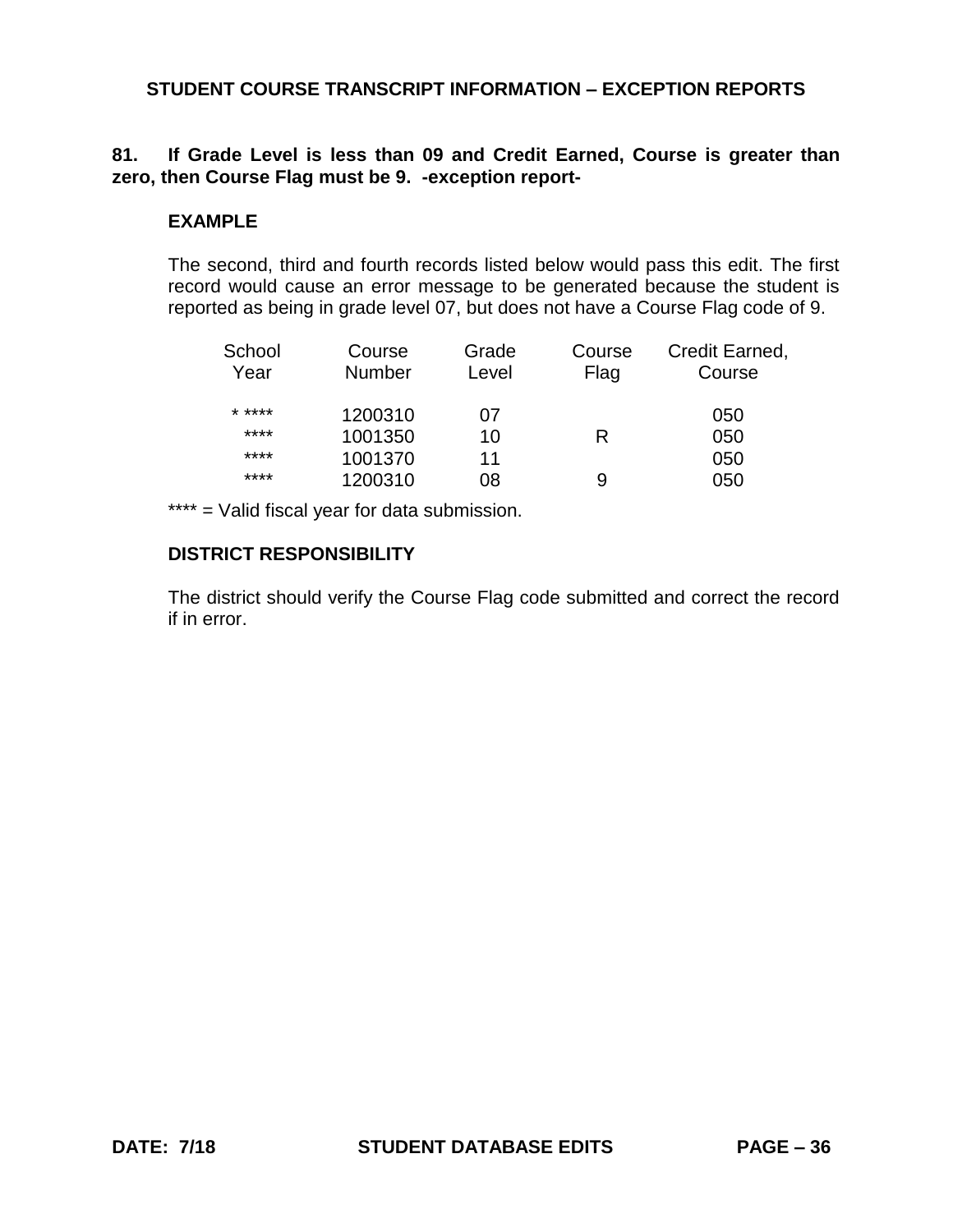## STUDENT COURSE TRANSCRIPT INFORMATION – EXCEPTION REPORTS

**81. If Grade Level is less than 09 and Credit Earned, Course is greater than zero, then Course Flag must be 9. -exception report-**

### EXAMPLE

The second, third and fourth records listed below would pass this edit. The first record would cause an error message to be generated because the student is reported as being in grade level 07, but does not have a Course Flag code of 9.

| School Year | Course Number | Grade Level | Course Flag | Credit Earned, Course |
|---|---|---|---|---|
| * **** | 1200310 | 07 | | 050 |
| **** | 1001350 | 10 | R | 050 |
| **** | 1001370 | 11 | | 050 |
| **** | 1200310 | 08 | 9 | 050 |

**** = Valid fiscal year for data submission.

### DISTRICT RESPONSIBILITY

The district should verify the Course Flag code submitted and correct the record if in error.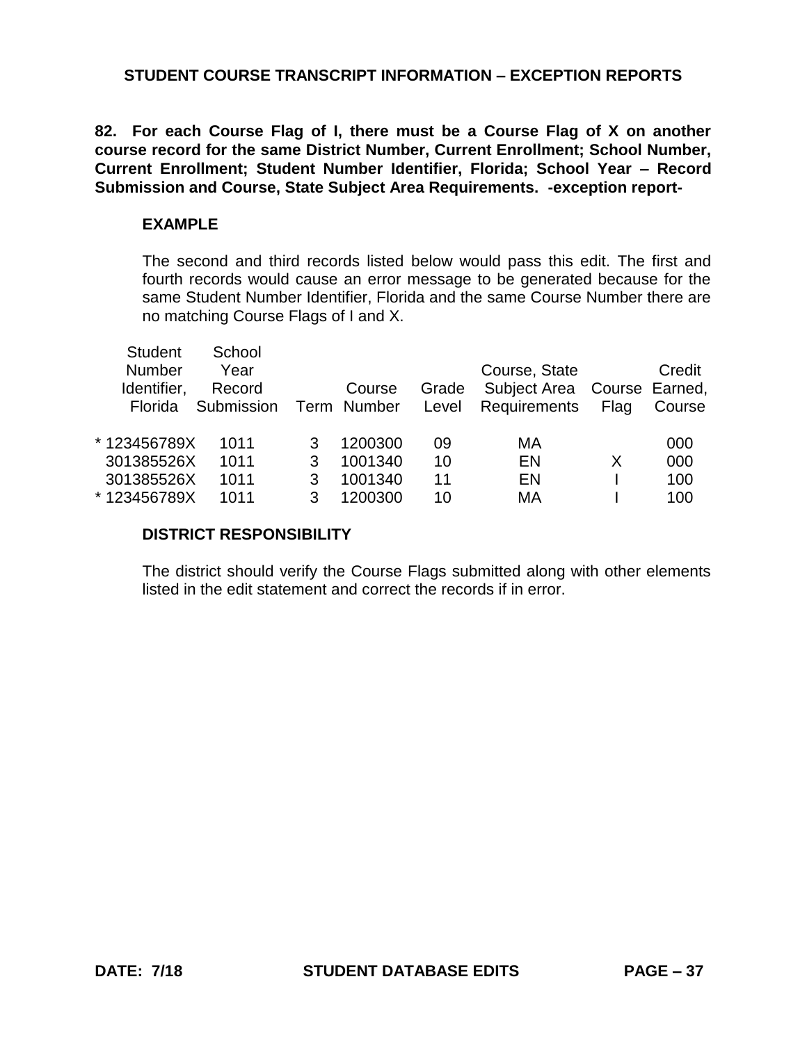## STUDENT COURSE TRANSCRIPT INFORMATION – EXCEPTION REPORTS

**82. For each Course Flag of I, there must be a Course Flag of X on another course record for the same District Number, Current Enrollment; School Number, Current Enrollment; Student Number Identifier, Florida; School Year – Record Submission and Course, State Subject Area Requirements. -exception report-**

### EXAMPLE

The second and third records listed below would pass this edit. The first and fourth records would cause an error message to be generated because for the same Student Number Identifier, Florida and the same Course Number there are no matching Course Flags of I and X.

| Student Number Identifier, Florida | School Year Record Submission | Term | Course Number | Grade Level | Course, State Subject Area Requirements | Course Flag | Credit Earned, Course |
|---|---|---|---|---|---|---|---|
| * 123456789X | 1011 | 3 | 1200300 | 09 | MA | | 000 |
| 301385526X | 1011 | 3 | 1001340 | 10 | EN | X | 000 |
| 301385526X | 1011 | 3 | 1001340 | 11 | EN | I | 100 |
| * 123456789X | 1011 | 3 | 1200300 | 10 | MA | I | 100 |

### DISTRICT RESPONSIBILITY

The district should verify the Course Flags submitted along with other elements listed in the edit statement and correct the records if in error.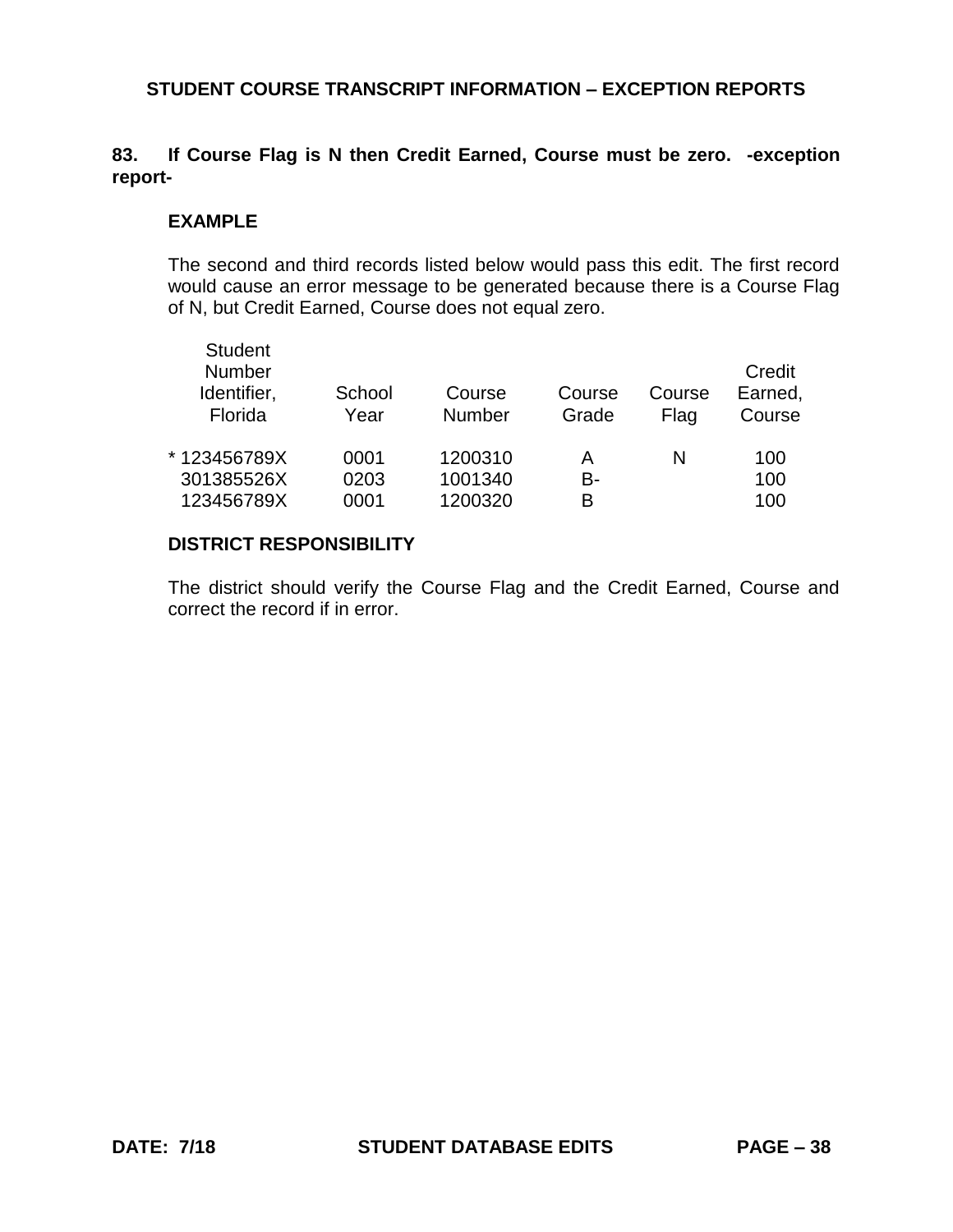## STUDENT COURSE TRANSCRIPT INFORMATION – EXCEPTION REPORTS

**83. If Course Flag is N then Credit Earned, Course must be zero. -exception report-**

**EXAMPLE**

The second and third records listed below would pass this edit. The first record would cause an error message to be generated because there is a Course Flag of N, but Credit Earned, Course does not equal zero.

| Student Number Identifier, Florida | School Year | Course Number | Course Grade | Course Flag | Credit Earned, Course |
|---|---|---|---|---|---|
| * 123456789X | 0001 | 1200310 | A | N | 100 |
| 301385526X | 0203 | 1001340 | B- | | 100 |
| 123456789X | 0001 | 1200320 | B | | 100 |

**DISTRICT RESPONSIBILITY**

The district should verify the Course Flag and the Credit Earned, Course and correct the record if in error.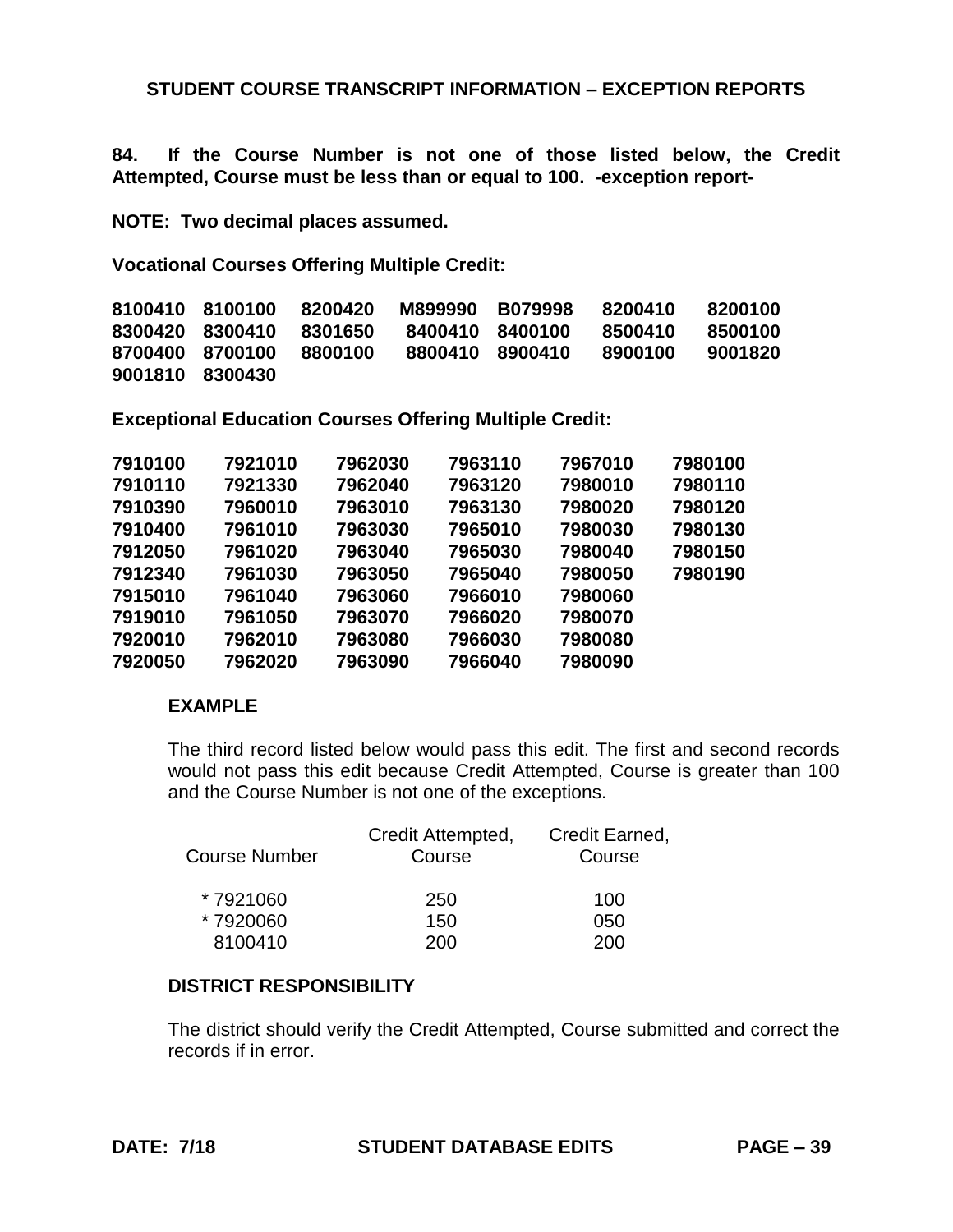## STUDENT COURSE TRANSCRIPT INFORMATION – EXCEPTION REPORTS

**84. If the Course Number is not one of those listed below, the Credit Attempted, Course must be less than or equal to 100. -exception report-**

**NOTE: Two decimal places assumed.**

**Vocational Courses Offering Multiple Credit:**

| | | | | | | |
|---|---|---|---|---|---|---|
| **8100410** | **8100100** | **8200420** | **M899990** | **B079998** | **8200410** | **8200100** |
| **8300420** | **8300410** | **8301650** | **8400410** | **8400100** | **8500410** | **8500100** |
| **8700400** | **8700100** | **8800100** | **8800410** | **8900410** | **8900100** | **9001820** |
| **9001810** | **8300430** | | | | | |

**Exceptional Education Courses Offering Multiple Credit:**

| | | | | | |
|---|---|---|---|---|---|
| **7910100** | **7921010** | **7962030** | **7963110** | **7967010** | **7980100** |
| **7910110** | **7921330** | **7962040** | **7963120** | **7980010** | **7980110** |
| **7910390** | **7960010** | **7963010** | **7963130** | **7980020** | **7980120** |
| **7910400** | **7961010** | **7963030** | **7965010** | **7980030** | **7980130** |
| **7912050** | **7961020** | **7963040** | **7965030** | **7980040** | **7980150** |
| **7912340** | **7961030** | **7963050** | **7965040** | **7980050** | **7980190** |
| **7915010** | **7961040** | **7963060** | **7966010** | **7980060** | |
| **7919010** | **7961050** | **7963070** | **7966020** | **7980070** | |
| **7920010** | **7962010** | **7963080** | **7966030** | **7980080** | |
| **7920050** | **7962020** | **7963090** | **7966040** | **7980090** | |

### EXAMPLE

The third record listed below would pass this edit. The first and second records would not pass this edit because Credit Attempted, Course is greater than 100 and the Course Number is not one of the exceptions.

| Course Number | Credit Attempted, Course | Credit Earned, Course |
|---|---|---|
| * 7921060 | 250 | 100 |
| * 7920060 | 150 | 050 |
| 8100410 | 200 | 200 |

### DISTRICT RESPONSIBILITY

The district should verify the Credit Attempted, Course submitted and correct the records if in error.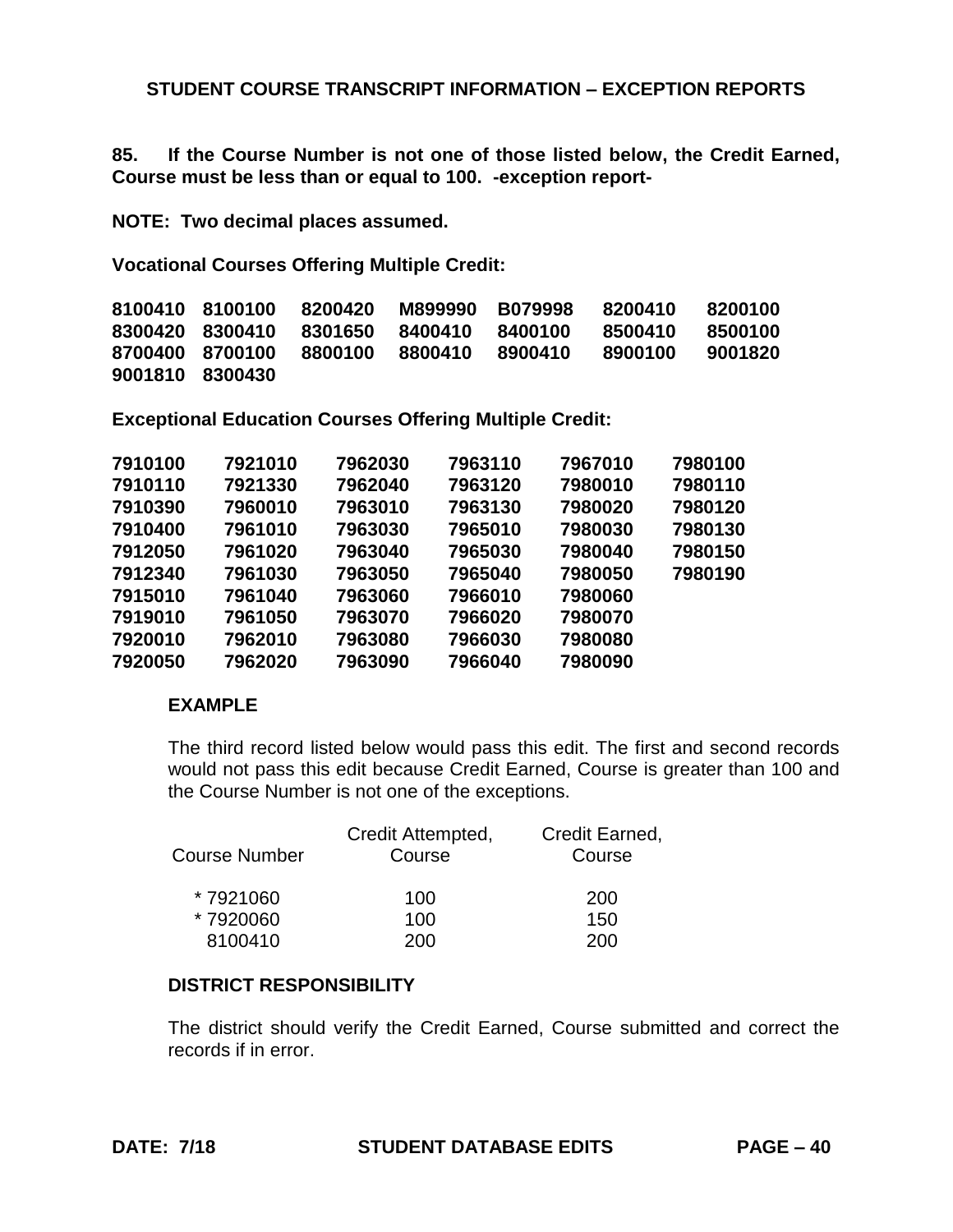**STUDENT COURSE TRANSCRIPT INFORMATION – EXCEPTION REPORTS**

**85. If the Course Number is not one of those listed below, the Credit Earned, Course must be less than or equal to 100. -exception report-**

**NOTE: Two decimal places assumed.**

**Vocational Courses Offering Multiple Credit:**

| | | | | | | |
|---|---|---|---|---|---|---|
| **8100410** | **8100100** | **8200420** | **M899990** | **B079998** | **8200410** | **8200100** |
| **8300420** | **8300410** | **8301650** | **8400410** | **8400100** | **8500410** | **8500100** |
| **8700400** | **8700100** | **8800100** | **8800410** | **8900410** | **8900100** | **9001820** |
| **9001810** | **8300430** | | | | | |

**Exceptional Education Courses Offering Multiple Credit:**

| | | | | | |
|---|---|---|---|---|---|
| **7910100** | **7921010** | **7962030** | **7963110** | **7967010** | **7980100** |
| **7910110** | **7921330** | **7962040** | **7963120** | **7980010** | **7980110** |
| **7910390** | **7960010** | **7963010** | **7963130** | **7980020** | **7980120** |
| **7910400** | **7961010** | **7963030** | **7965010** | **7980030** | **7980130** |
| **7912050** | **7961020** | **7963040** | **7965030** | **7980040** | **7980150** |
| **7912340** | **7961030** | **7963050** | **7965040** | **7980050** | **7980190** |
| **7915010** | **7961040** | **7963060** | **7966010** | **7980060** | |
| **7919010** | **7961050** | **7963070** | **7966020** | **7980070** | |
| **7920010** | **7962010** | **7963080** | **7966030** | **7980080** | |
| **7920050** | **7962020** | **7963090** | **7966040** | **7980090** | |

**EXAMPLE**

The third record listed below would pass this edit. The first and second records would not pass this edit because Credit Earned, Course is greater than 100 and the Course Number is not one of the exceptions.

| Course Number | Credit Attempted, Course | Credit Earned, Course |
|---|---|---|
| * 7921060 | 100 | 200 |
| * 7920060 | 100 | 150 |
| 8100410 | 200 | 200 |

**DISTRICT RESPONSIBILITY**

The district should verify the Credit Earned, Course submitted and correct the records if in error.